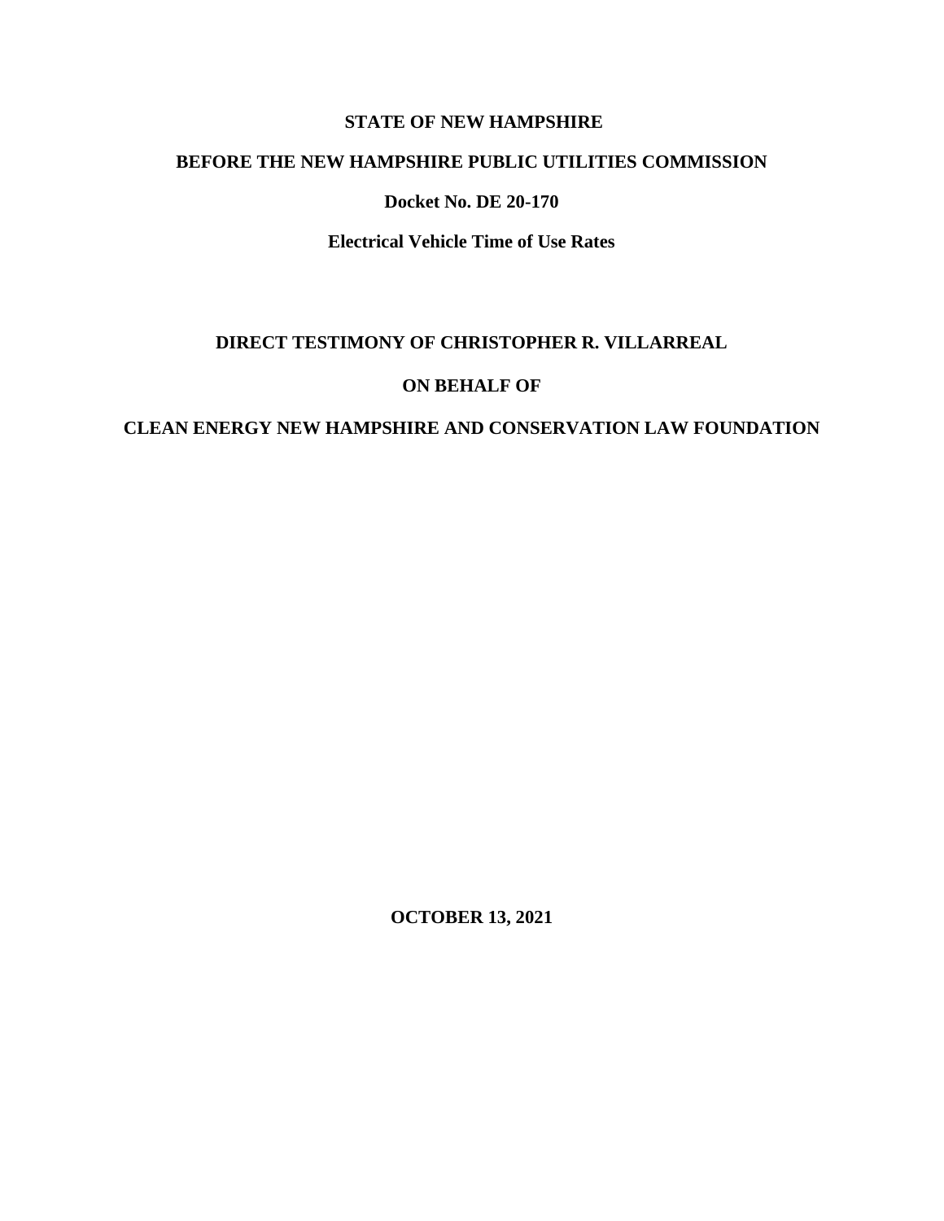**STATE OF NEW HAMPSHIRE**

**BEFORE THE NEW HAMPSHIRE PUBLIC UTILITIES COMMISSION**

**Docket No. DE 20-170**

**Electrical Vehicle Time of Use Rates**

**DIRECT TESTIMONY OF CHRISTOPHER R. VILLARREAL**

**ON BEHALF OF**

**CLEAN ENERGY NEW HAMPSHIRE AND CONSERVATION LAW FOUNDATION**

**OCTOBER 13, 2021**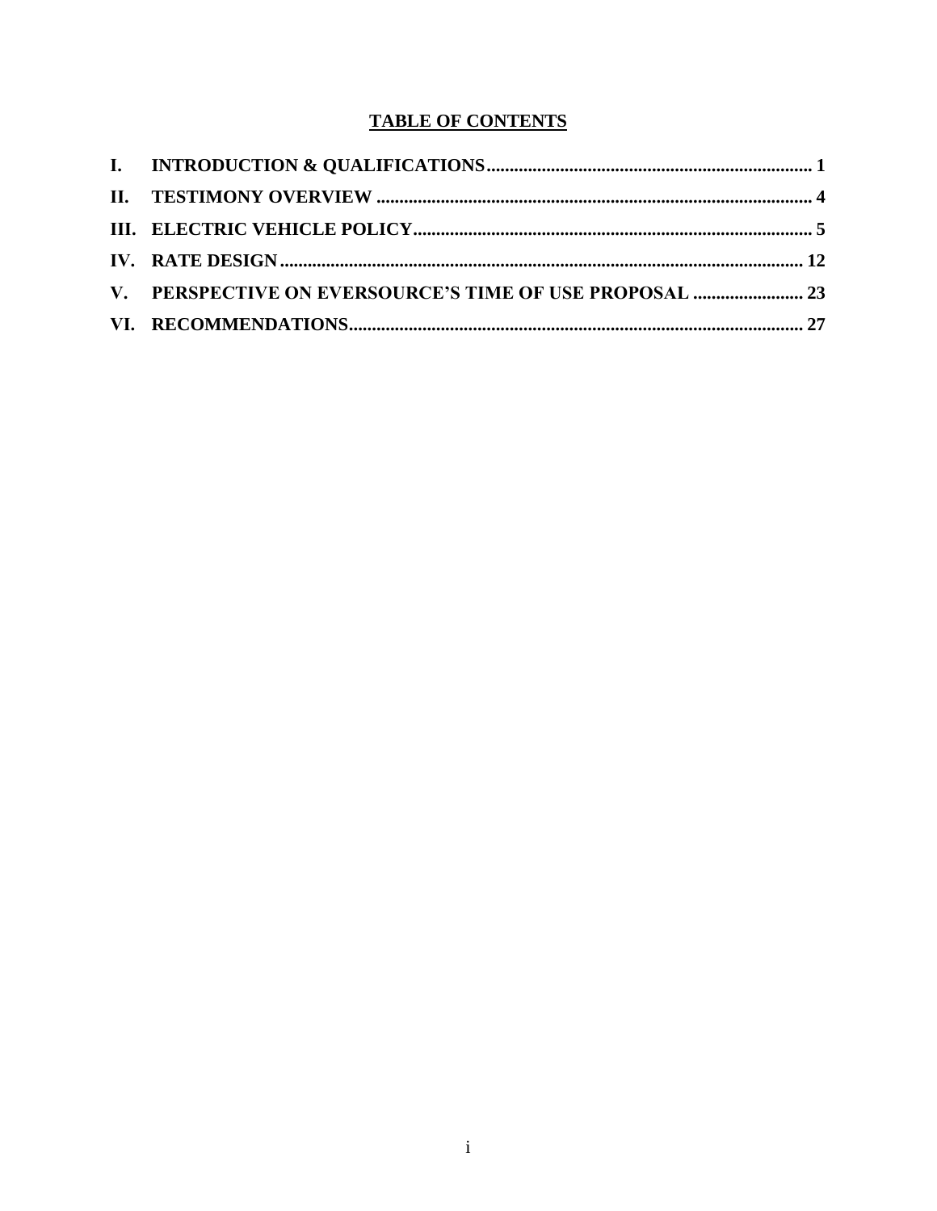## TABLE OF CONTENTS

**I. INTRODUCTION & QUALIFICATIONS** ....................................................................... 1

**II. TESTIMONY OVERVIEW** ..................................................................................... 4

**III. ELECTRIC VEHICLE POLICY** ............................................................................ 5

**IV. RATE DESIGN** .................................................................................................... 12

**V. PERSPECTIVE ON EVERSOURCE'S TIME OF USE PROPOSAL** ........................ 23

**VI. RECOMMENDATIONS** ........................................................................................ 27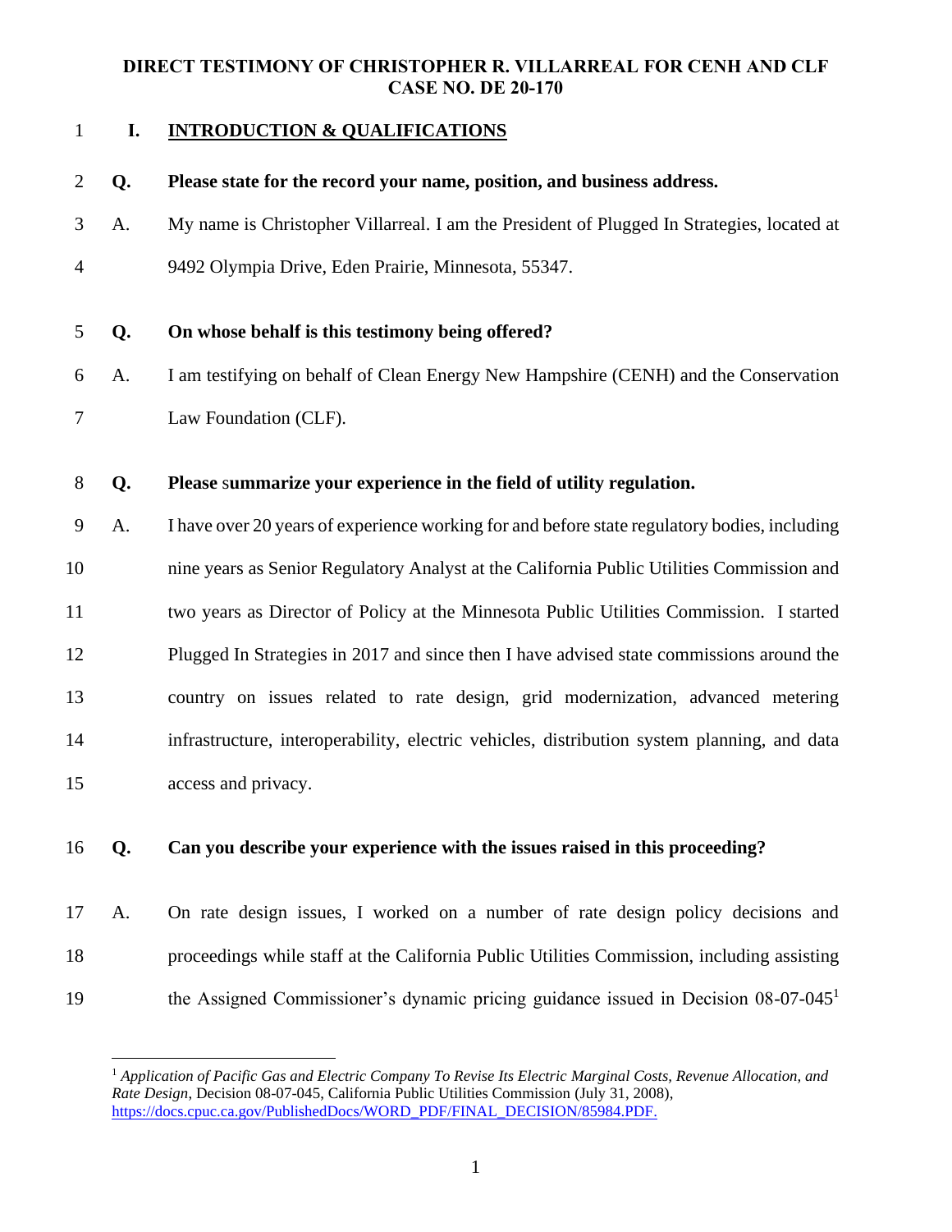**DIRECT TESTIMONY OF CHRISTOPHER R. VILLARREAL FOR CENH AND CLF**
**CASE NO. DE 20-170**

## I. INTRODUCTION & QUALIFICATIONS

**Q. Please state for the record your name, position, and business address.**

A. My name is Christopher Villarreal. I am the President of Plugged In Strategies, located at 9492 Olympia Drive, Eden Prairie, Minnesota, 55347.

**Q. On whose behalf is this testimony being offered?**

A. I am testifying on behalf of Clean Energy New Hampshire (CENH) and the Conservation Law Foundation (CLF).

**Q. Please summarize your experience in the field of utility regulation.**

A. I have over 20 years of experience working for and before state regulatory bodies, including nine years as Senior Regulatory Analyst at the California Public Utilities Commission and two years as Director of Policy at the Minnesota Public Utilities Commission. I started Plugged In Strategies in 2017 and since then I have advised state commissions around the country on issues related to rate design, grid modernization, advanced metering infrastructure, interoperability, electric vehicles, distribution system planning, and data access and privacy.

**Q. Can you describe your experience with the issues raised in this proceeding?**

A. On rate design issues, I worked on a number of rate design policy decisions and proceedings while staff at the California Public Utilities Commission, including assisting the Assigned Commissioner's dynamic pricing guidance issued in Decision 08-07-045[1]

---

[1] *Application of Pacific Gas and Electric Company To Revise Its Electric Marginal Costs, Revenue Allocation, and Rate Design*, Decision 08-07-045, California Public Utilities Commission (July 31, 2008), https://docs.cpuc.ca.gov/PublishedDocs/WORD_PDF/FINAL_DECISION/85984.PDF.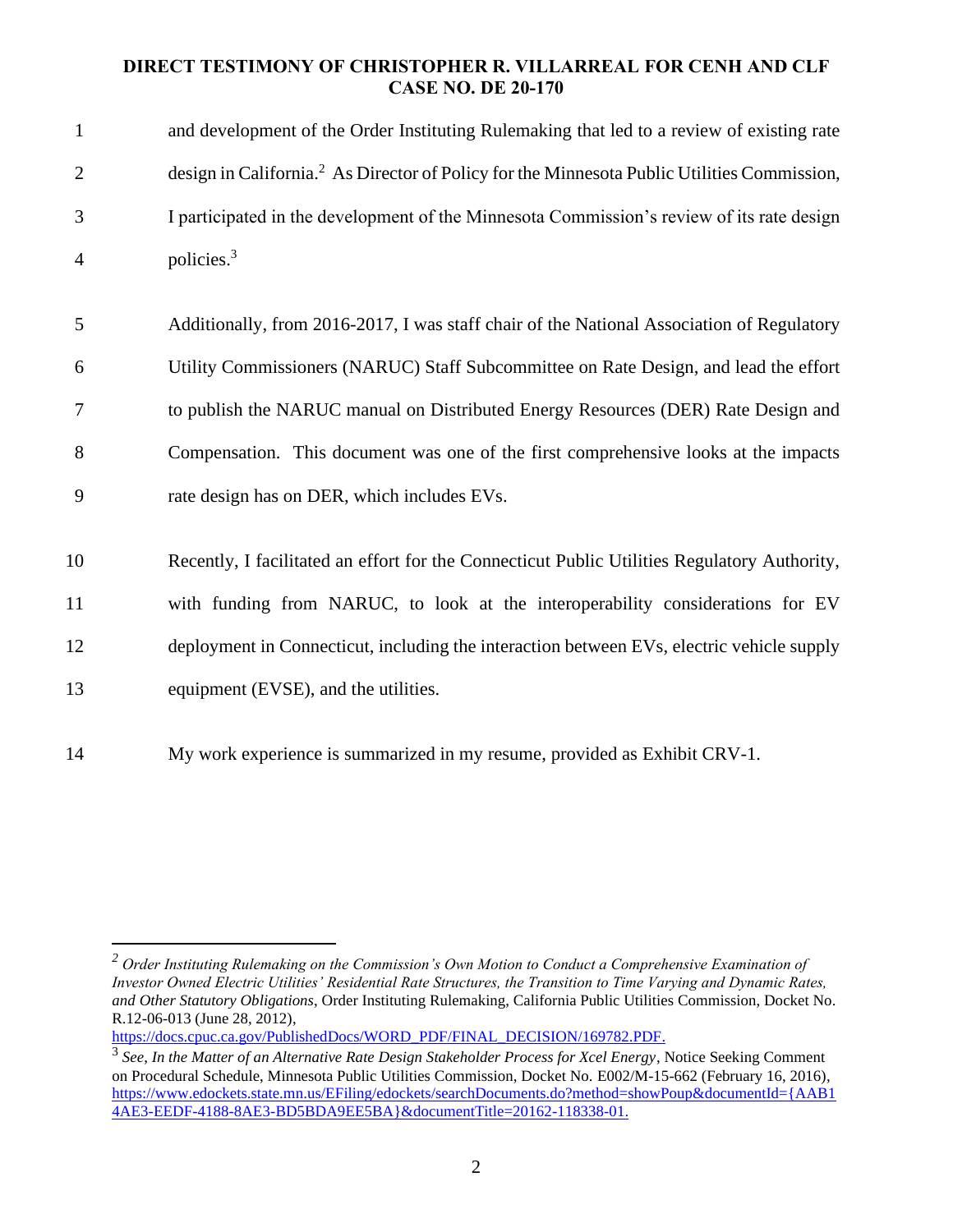and development of the Order Instituting Rulemaking that led to a review of existing rate design in California.[2] As Director of Policy for the Minnesota Public Utilities Commission, I participated in the development of the Minnesota Commission's review of its rate design policies.[3]

Additionally, from 2016-2017, I was staff chair of the National Association of Regulatory Utility Commissioners (NARUC) Staff Subcommittee on Rate Design, and lead the effort to publish the NARUC manual on Distributed Energy Resources (DER) Rate Design and Compensation. This document was one of the first comprehensive looks at the impacts rate design has on DER, which includes EVs.

Recently, I facilitated an effort for the Connecticut Public Utilities Regulatory Authority, with funding from NARUC, to look at the interoperability considerations for EV deployment in Connecticut, including the interaction between EVs, electric vehicle supply equipment (EVSE), and the utilities.

My work experience is summarized in my resume, provided as Exhibit CRV-1.

---

[2] *Order Instituting Rulemaking on the Commission's Own Motion to Conduct a Comprehensive Examination of Investor Owned Electric Utilities' Residential Rate Structures, the Transition to Time Varying and Dynamic Rates, and Other Statutory Obligations*, Order Instituting Rulemaking, California Public Utilities Commission, Docket No. R.12-06-013 (June 28, 2012), https://docs.cpuc.ca.gov/PublishedDocs/WORD_PDF/FINAL_DECISION/169782.PDF.

[3] *See*, *In the Matter of an Alternative Rate Design Stakeholder Process for Xcel Energy*, Notice Seeking Comment on Procedural Schedule, Minnesota Public Utilities Commission, Docket No. E002/M-15-662 (February 16, 2016), https://www.edockets.state.mn.us/EFiling/edockets/searchDocuments.do?method=showPoup&documentId={AAB14AE3-EEDF-4188-8AE3-BD5BDA9EE5BA}&documentTitle=20162-118338-01.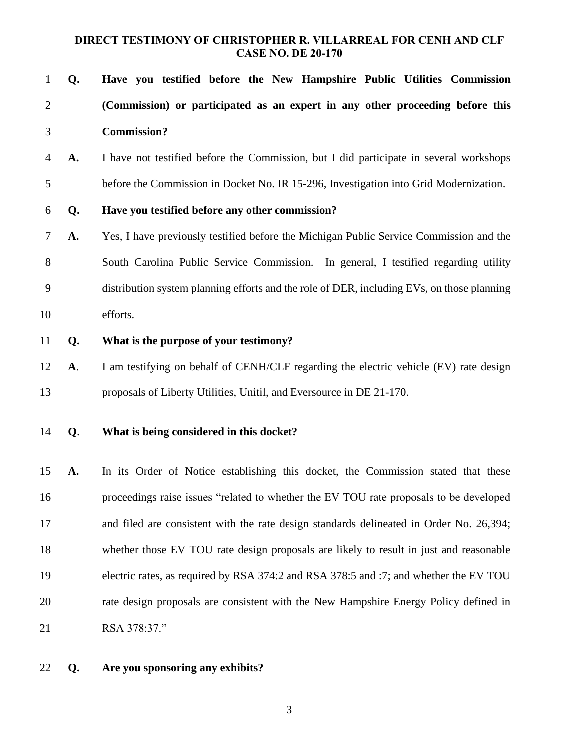**Q. Have you testified before the New Hampshire Public Utilities Commission (Commission) or participated as an expert in any other proceeding before this Commission?**

**A.** I have not testified before the Commission, but I did participate in several workshops before the Commission in Docket No. IR 15-296, Investigation into Grid Modernization.

**Q. Have you testified before any other commission?**

**A.** Yes, I have previously testified before the Michigan Public Service Commission and the South Carolina Public Service Commission. In general, I testified regarding utility distribution system planning efforts and the role of DER, including EVs, on those planning efforts.

**Q. What is the purpose of your testimony?**

**A**. I am testifying on behalf of CENH/CLF regarding the electric vehicle (EV) rate design proposals of Liberty Utilities, Unitil, and Eversource in DE 21-170.

**Q**. **What is being considered in this docket?**

**A.** In its Order of Notice establishing this docket, the Commission stated that these proceedings raise issues "related to whether the EV TOU rate proposals to be developed and filed are consistent with the rate design standards delineated in Order No. 26,394; whether those EV TOU rate design proposals are likely to result in just and reasonable electric rates, as required by RSA 374:2 and RSA 378:5 and :7; and whether the EV TOU rate design proposals are consistent with the New Hampshire Energy Policy defined in RSA 378:37."

**Q. Are you sponsoring any exhibits?**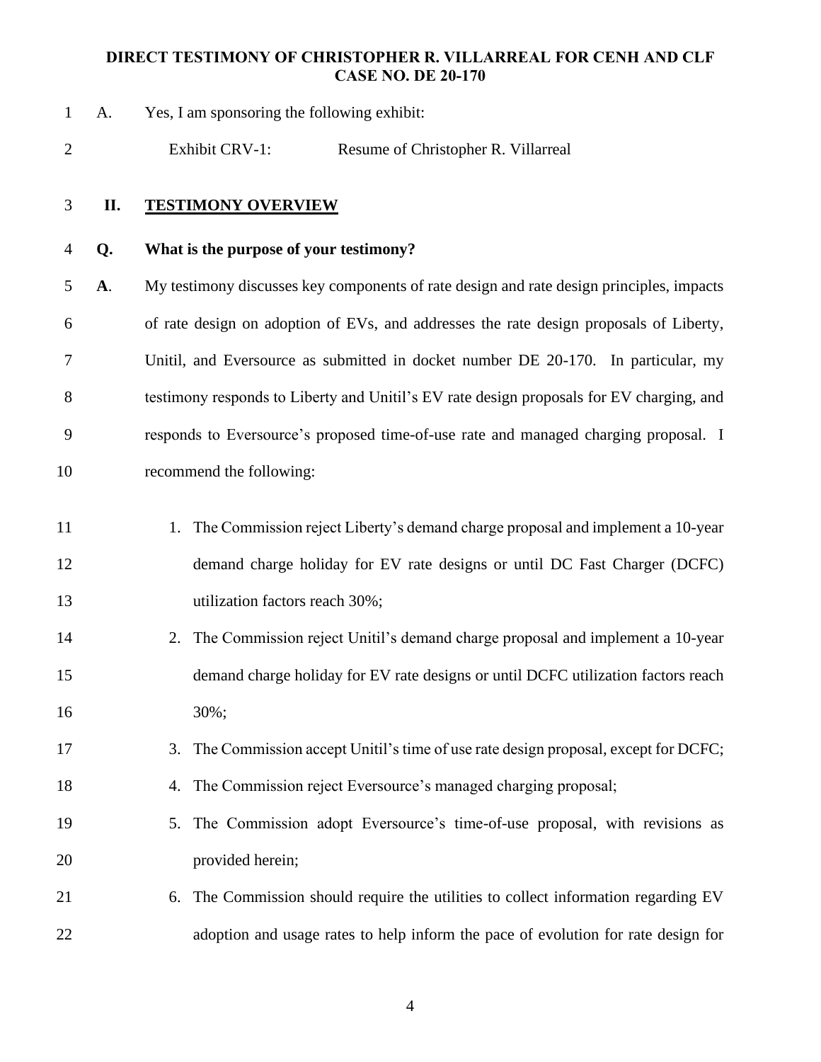A. Yes, I am sponsoring the following exhibit:

Exhibit CRV-1: Resume of Christopher R. Villarreal

## II. TESTIMONY OVERVIEW

**Q. What is the purpose of your testimony?**

**A**. My testimony discusses key components of rate design and rate design principles, impacts of rate design on adoption of EVs, and addresses the rate design proposals of Liberty, Unitil, and Eversource as submitted in docket number DE 20-170. In particular, my testimony responds to Liberty and Unitil's EV rate design proposals for EV charging, and responds to Eversource's proposed time-of-use rate and managed charging proposal. I recommend the following:

1. The Commission reject Liberty's demand charge proposal and implement a 10-year demand charge holiday for EV rate designs or until DC Fast Charger (DCFC) utilization factors reach 30%;
2. The Commission reject Unitil's demand charge proposal and implement a 10-year demand charge holiday for EV rate designs or until DCFC utilization factors reach 30%;
3. The Commission accept Unitil's time of use rate design proposal, except for DCFC;
4. The Commission reject Eversource's managed charging proposal;
5. The Commission adopt Eversource's time-of-use proposal, with revisions as provided herein;
6. The Commission should require the utilities to collect information regarding EV adoption and usage rates to help inform the pace of evolution for rate design for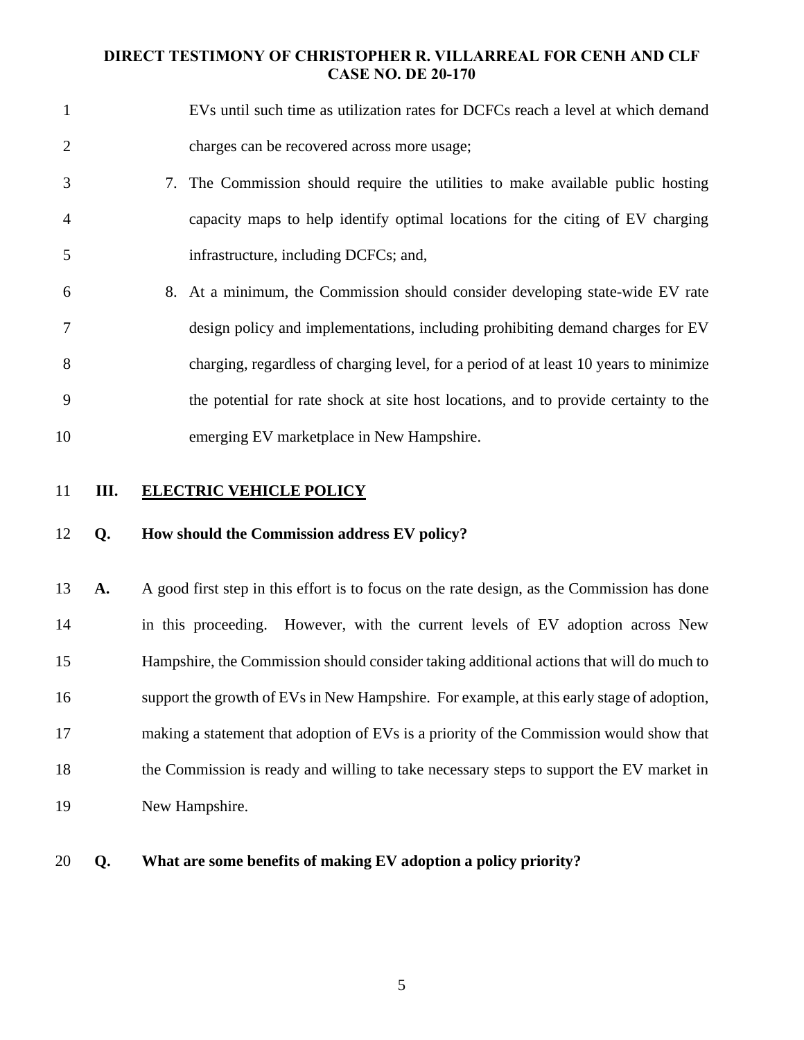EVs until such time as utilization rates for DCFCs reach a level at which demand charges can be recovered across more usage;

7. The Commission should require the utilities to make available public hosting capacity maps to help identify optimal locations for the citing of EV charging infrastructure, including DCFCs; and,

8. At a minimum, the Commission should consider developing state-wide EV rate design policy and implementations, including prohibiting demand charges for EV charging, regardless of charging level, for a period of at least 10 years to minimize the potential for rate shock at site host locations, and to provide certainty to the emerging EV marketplace in New Hampshire.

## III. ELECTRIC VEHICLE POLICY

**Q. How should the Commission address EV policy?**

**A.** A good first step in this effort is to focus on the rate design, as the Commission has done in this proceeding. However, with the current levels of EV adoption across New Hampshire, the Commission should consider taking additional actions that will do much to support the growth of EVs in New Hampshire. For example, at this early stage of adoption, making a statement that adoption of EVs is a priority of the Commission would show that the Commission is ready and willing to take necessary steps to support the EV market in New Hampshire.

**Q. What are some benefits of making EV adoption a policy priority?**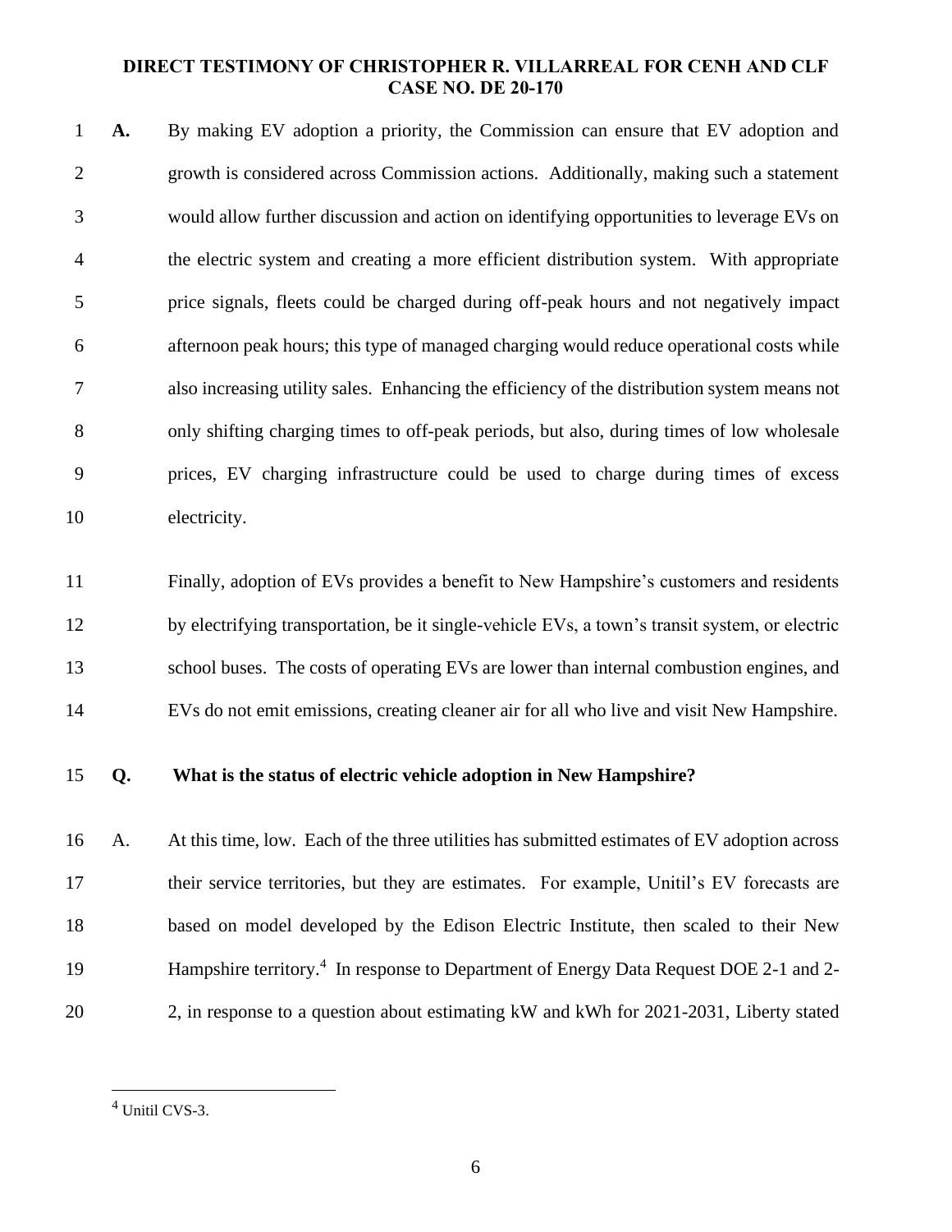**A.** By making EV adoption a priority, the Commission can ensure that EV adoption and growth is considered across Commission actions. Additionally, making such a statement would allow further discussion and action on identifying opportunities to leverage EVs on the electric system and creating a more efficient distribution system. With appropriate price signals, fleets could be charged during off-peak hours and not negatively impact afternoon peak hours; this type of managed charging would reduce operational costs while also increasing utility sales. Enhancing the efficiency of the distribution system means not only shifting charging times to off-peak periods, but also, during times of low wholesale prices, EV charging infrastructure could be used to charge during times of excess electricity.

Finally, adoption of EVs provides a benefit to New Hampshire's customers and residents by electrifying transportation, be it single-vehicle EVs, a town's transit system, or electric school buses. The costs of operating EVs are lower than internal combustion engines, and EVs do not emit emissions, creating cleaner air for all who live and visit New Hampshire.

**Q. What is the status of electric vehicle adoption in New Hampshire?**

A. At this time, low. Each of the three utilities has submitted estimates of EV adoption across their service territories, but they are estimates. For example, Unitil's EV forecasts are based on model developed by the Edison Electric Institute, then scaled to their New Hampshire territory.[4] In response to Department of Energy Data Request DOE 2-1 and 2-2, in response to a question about estimating kW and kWh for 2021-2031, Liberty stated

[4] Unitil CVS-3.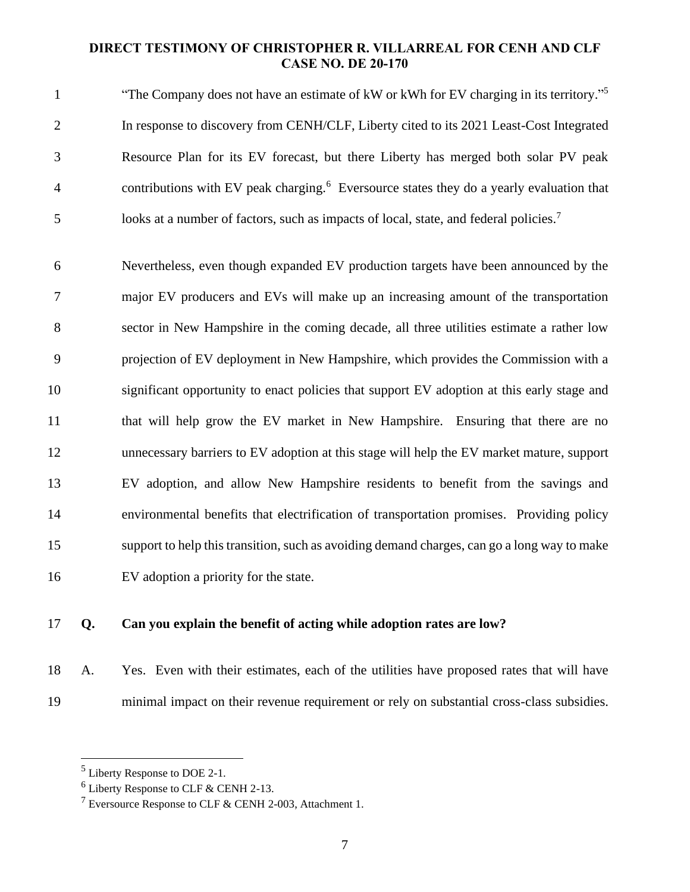"The Company does not have an estimate of kW or kWh for EV charging in its territory."[5] In response to discovery from CENH/CLF, Liberty cited to its 2021 Least-Cost Integrated Resource Plan for its EV forecast, but there Liberty has merged both solar PV peak contributions with EV peak charging.[6] Eversource states they do a yearly evaluation that looks at a number of factors, such as impacts of local, state, and federal policies.[7]

Nevertheless, even though expanded EV production targets have been announced by the major EV producers and EVs will make up an increasing amount of the transportation sector in New Hampshire in the coming decade, all three utilities estimate a rather low projection of EV deployment in New Hampshire, which provides the Commission with a significant opportunity to enact policies that support EV adoption at this early stage and that will help grow the EV market in New Hampshire. Ensuring that there are no unnecessary barriers to EV adoption at this stage will help the EV market mature, support EV adoption, and allow New Hampshire residents to benefit from the savings and environmental benefits that electrification of transportation promises. Providing policy support to help this transition, such as avoiding demand charges, can go a long way to make EV adoption a priority for the state.

**Q. Can you explain the benefit of acting while adoption rates are low?**

A. Yes. Even with their estimates, each of the utilities have proposed rates that will have minimal impact on their revenue requirement or rely on substantial cross-class subsidies.

---

[5] Liberty Response to DOE 2-1.

[6] Liberty Response to CLF & CENH 2-13.

[7] Eversource Response to CLF & CENH 2-003, Attachment 1.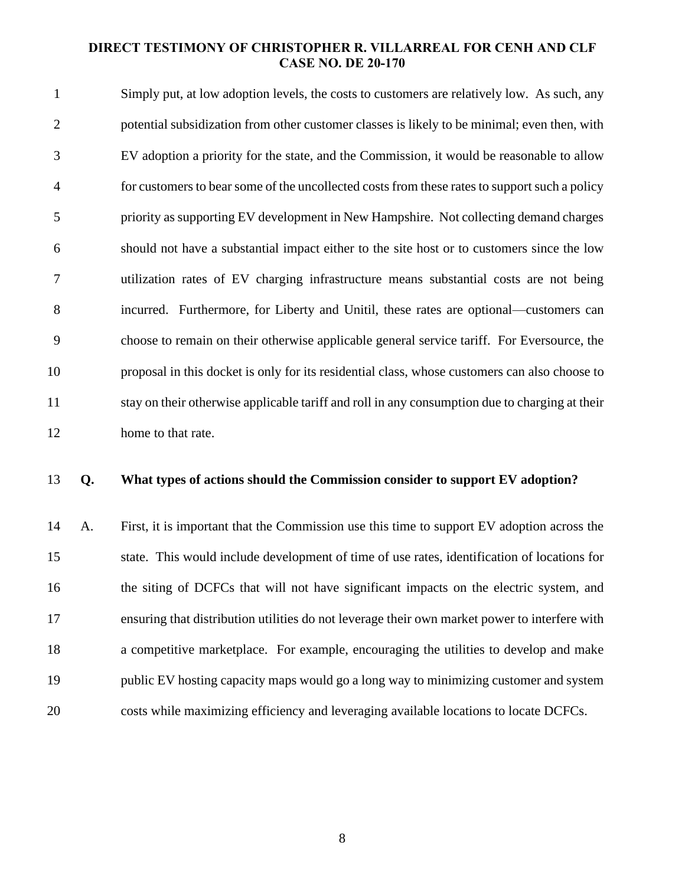Simply put, at low adoption levels, the costs to customers are relatively low. As such, any potential subsidization from other customer classes is likely to be minimal; even then, with EV adoption a priority for the state, and the Commission, it would be reasonable to allow for customers to bear some of the uncollected costs from these rates to support such a policy priority as supporting EV development in New Hampshire. Not collecting demand charges should not have a substantial impact either to the site host or to customers since the low utilization rates of EV charging infrastructure means substantial costs are not being incurred. Furthermore, for Liberty and Unitil, these rates are optional—customers can choose to remain on their otherwise applicable general service tariff. For Eversource, the proposal in this docket is only for its residential class, whose customers can also choose to stay on their otherwise applicable tariff and roll in any consumption due to charging at their home to that rate.

**Q. What types of actions should the Commission consider to support EV adoption?**

A. First, it is important that the Commission use this time to support EV adoption across the state. This would include development of time of use rates, identification of locations for the siting of DCFCs that will not have significant impacts on the electric system, and ensuring that distribution utilities do not leverage their own market power to interfere with a competitive marketplace. For example, encouraging the utilities to develop and make public EV hosting capacity maps would go a long way to minimizing customer and system costs while maximizing efficiency and leveraging available locations to locate DCFCs.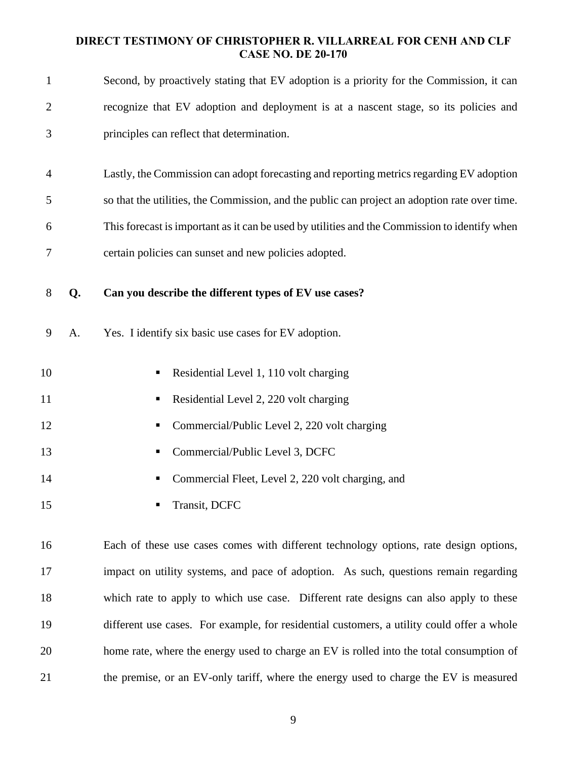Second, by proactively stating that EV adoption is a priority for the Commission, it can recognize that EV adoption and deployment is at a nascent stage, so its policies and principles can reflect that determination.

Lastly, the Commission can adopt forecasting and reporting metrics regarding EV adoption so that the utilities, the Commission, and the public can project an adoption rate over time. This forecast is important as it can be used by utilities and the Commission to identify when certain policies can sunset and new policies adopted.

**Q. Can you describe the different types of EV use cases?**

A. Yes. I identify six basic use cases for EV adoption.

- Residential Level 1, 110 volt charging
- Residential Level 2, 220 volt charging
- Commercial/Public Level 2, 220 volt charging
- Commercial/Public Level 3, DCFC
- Commercial Fleet, Level 2, 220 volt charging, and
- Transit, DCFC

Each of these use cases comes with different technology options, rate design options, impact on utility systems, and pace of adoption. As such, questions remain regarding which rate to apply to which use case. Different rate designs can also apply to these different use cases. For example, for residential customers, a utility could offer a whole home rate, where the energy used to charge an EV is rolled into the total consumption of the premise, or an EV-only tariff, where the energy used to charge the EV is measured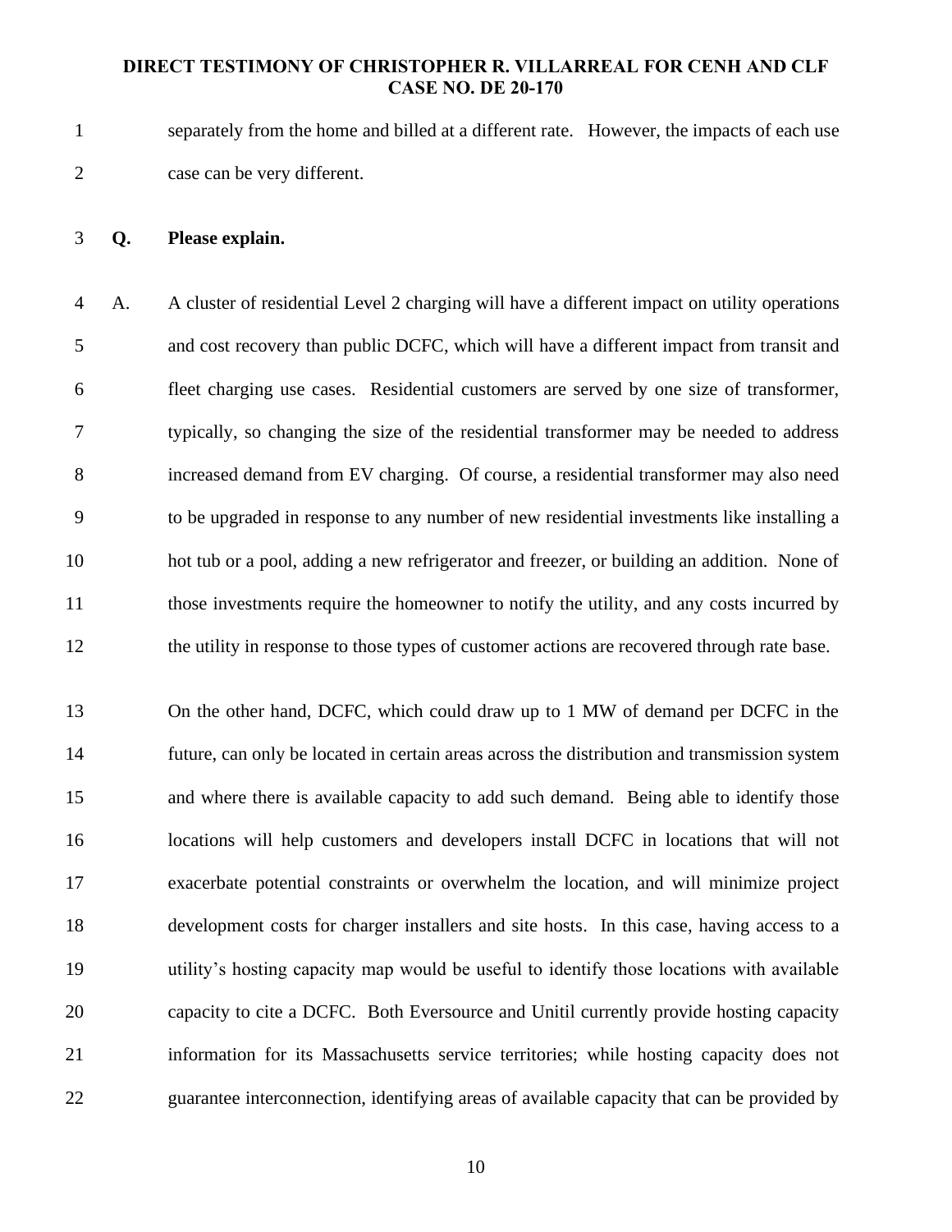separately from the home and billed at a different rate. However, the impacts of each use case can be very different.

**Q. Please explain.**

A. A cluster of residential Level 2 charging will have a different impact on utility operations and cost recovery than public DCFC, which will have a different impact from transit and fleet charging use cases. Residential customers are served by one size of transformer, typically, so changing the size of the residential transformer may be needed to address increased demand from EV charging. Of course, a residential transformer may also need to be upgraded in response to any number of new residential investments like installing a hot tub or a pool, adding a new refrigerator and freezer, or building an addition. None of those investments require the homeowner to notify the utility, and any costs incurred by the utility in response to those types of customer actions are recovered through rate base.

On the other hand, DCFC, which could draw up to 1 MW of demand per DCFC in the future, can only be located in certain areas across the distribution and transmission system and where there is available capacity to add such demand. Being able to identify those locations will help customers and developers install DCFC in locations that will not exacerbate potential constraints or overwhelm the location, and will minimize project development costs for charger installers and site hosts. In this case, having access to a utility's hosting capacity map would be useful to identify those locations with available capacity to cite a DCFC. Both Eversource and Unitil currently provide hosting capacity information for its Massachusetts service territories; while hosting capacity does not guarantee interconnection, identifying areas of available capacity that can be provided by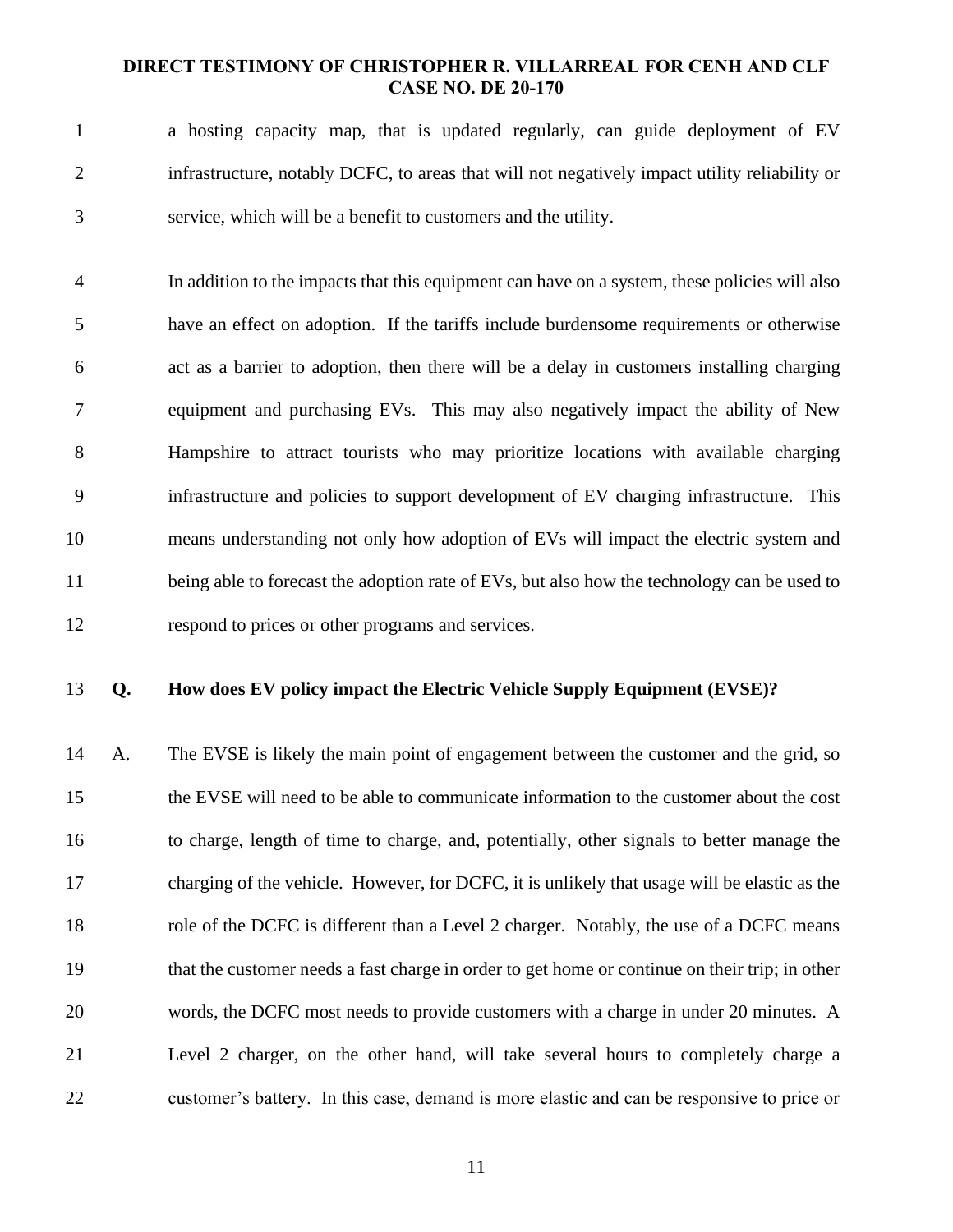a hosting capacity map, that is updated regularly, can guide deployment of EV infrastructure, notably DCFC, to areas that will not negatively impact utility reliability or service, which will be a benefit to customers and the utility.

In addition to the impacts that this equipment can have on a system, these policies will also have an effect on adoption. If the tariffs include burdensome requirements or otherwise act as a barrier to adoption, then there will be a delay in customers installing charging equipment and purchasing EVs. This may also negatively impact the ability of New Hampshire to attract tourists who may prioritize locations with available charging infrastructure and policies to support development of EV charging infrastructure. This means understanding not only how adoption of EVs will impact the electric system and being able to forecast the adoption rate of EVs, but also how the technology can be used to respond to prices or other programs and services.

**Q. How does EV policy impact the Electric Vehicle Supply Equipment (EVSE)?**

A. The EVSE is likely the main point of engagement between the customer and the grid, so the EVSE will need to be able to communicate information to the customer about the cost to charge, length of time to charge, and, potentially, other signals to better manage the charging of the vehicle. However, for DCFC, it is unlikely that usage will be elastic as the role of the DCFC is different than a Level 2 charger. Notably, the use of a DCFC means that the customer needs a fast charge in order to get home or continue on their trip; in other words, the DCFC most needs to provide customers with a charge in under 20 minutes. A Level 2 charger, on the other hand, will take several hours to completely charge a customer's battery. In this case, demand is more elastic and can be responsive to price or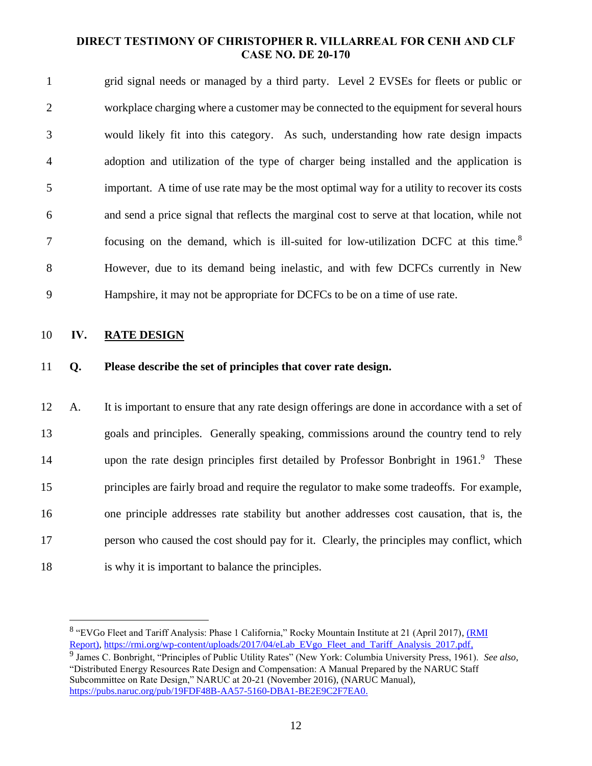grid signal needs or managed by a third party. Level 2 EVSEs for fleets or public or workplace charging where a customer may be connected to the equipment for several hours would likely fit into this category. As such, understanding how rate design impacts adoption and utilization of the type of charger being installed and the application is important. A time of use rate may be the most optimal way for a utility to recover its costs and send a price signal that reflects the marginal cost to serve at that location, while not focusing on the demand, which is ill-suited for low-utilization DCFC at this time.[8] However, due to its demand being inelastic, and with few DCFCs currently in New Hampshire, it may not be appropriate for DCFCs to be on a time of use rate.

## IV. RATE DESIGN

**Q. Please describe the set of principles that cover rate design.**

A. It is important to ensure that any rate design offerings are done in accordance with a set of goals and principles. Generally speaking, commissions around the country tend to rely upon the rate design principles first detailed by Professor Bonbright in 1961.[9] These principles are fairly broad and require the regulator to make some tradeoffs. For example, one principle addresses rate stability but another addresses cost causation, that is, the person who caused the cost should pay for it. Clearly, the principles may conflict, which is why it is important to balance the principles.

---

[8] "EVGo Fleet and Tariff Analysis: Phase 1 California," Rocky Mountain Institute at 21 (April 2017), (RMI Report), https://rmi.org/wp-content/uploads/2017/04/eLab_EVgo_Fleet_and_Tariff_Analysis_2017.pdf.

[9] James C. Bonbright, "Principles of Public Utility Rates" (New York: Columbia University Press, 1961). *See also*, "Distributed Energy Resources Rate Design and Compensation: A Manual Prepared by the NARUC Staff Subcommittee on Rate Design," NARUC at 20-21 (November 2016), (NARUC Manual), https://pubs.naruc.org/pub/19FDF48B-AA57-5160-DBA1-BE2E9C2F7EA0.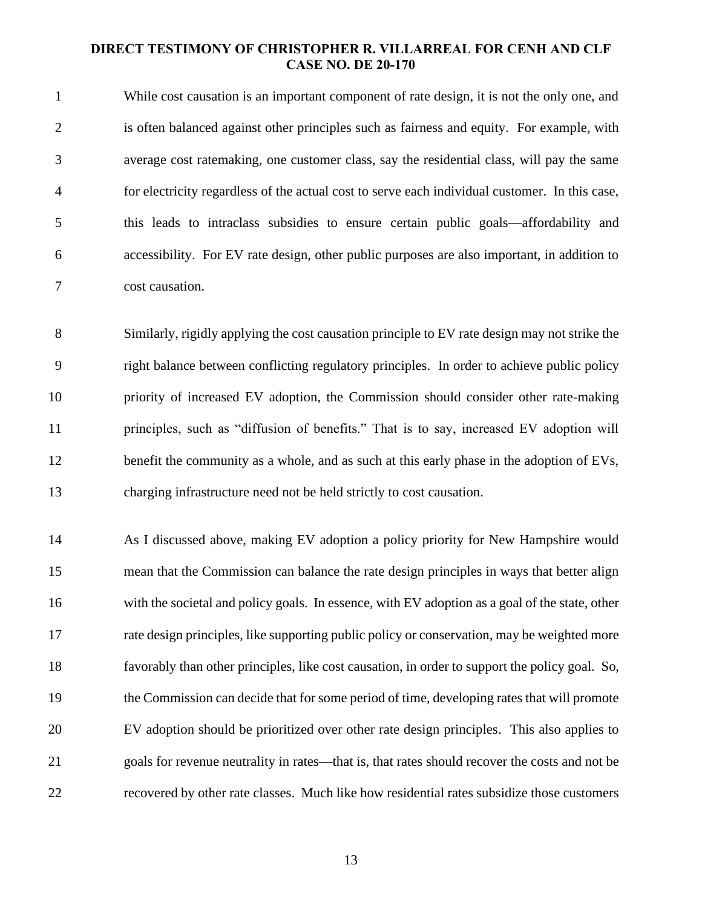While cost causation is an important component of rate design, it is not the only one, and is often balanced against other principles such as fairness and equity. For example, with average cost ratemaking, one customer class, say the residential class, will pay the same for electricity regardless of the actual cost to serve each individual customer. In this case, this leads to intraclass subsidies to ensure certain public goals—affordability and accessibility. For EV rate design, other public purposes are also important, in addition to cost causation.

Similarly, rigidly applying the cost causation principle to EV rate design may not strike the right balance between conflicting regulatory principles. In order to achieve public policy priority of increased EV adoption, the Commission should consider other rate-making principles, such as "diffusion of benefits." That is to say, increased EV adoption will benefit the community as a whole, and as such at this early phase in the adoption of EVs, charging infrastructure need not be held strictly to cost causation.

As I discussed above, making EV adoption a policy priority for New Hampshire would mean that the Commission can balance the rate design principles in ways that better align with the societal and policy goals. In essence, with EV adoption as a goal of the state, other rate design principles, like supporting public policy or conservation, may be weighted more favorably than other principles, like cost causation, in order to support the policy goal. So, the Commission can decide that for some period of time, developing rates that will promote EV adoption should be prioritized over other rate design principles. This also applies to goals for revenue neutrality in rates—that is, that rates should recover the costs and not be recovered by other rate classes. Much like how residential rates subsidize those customers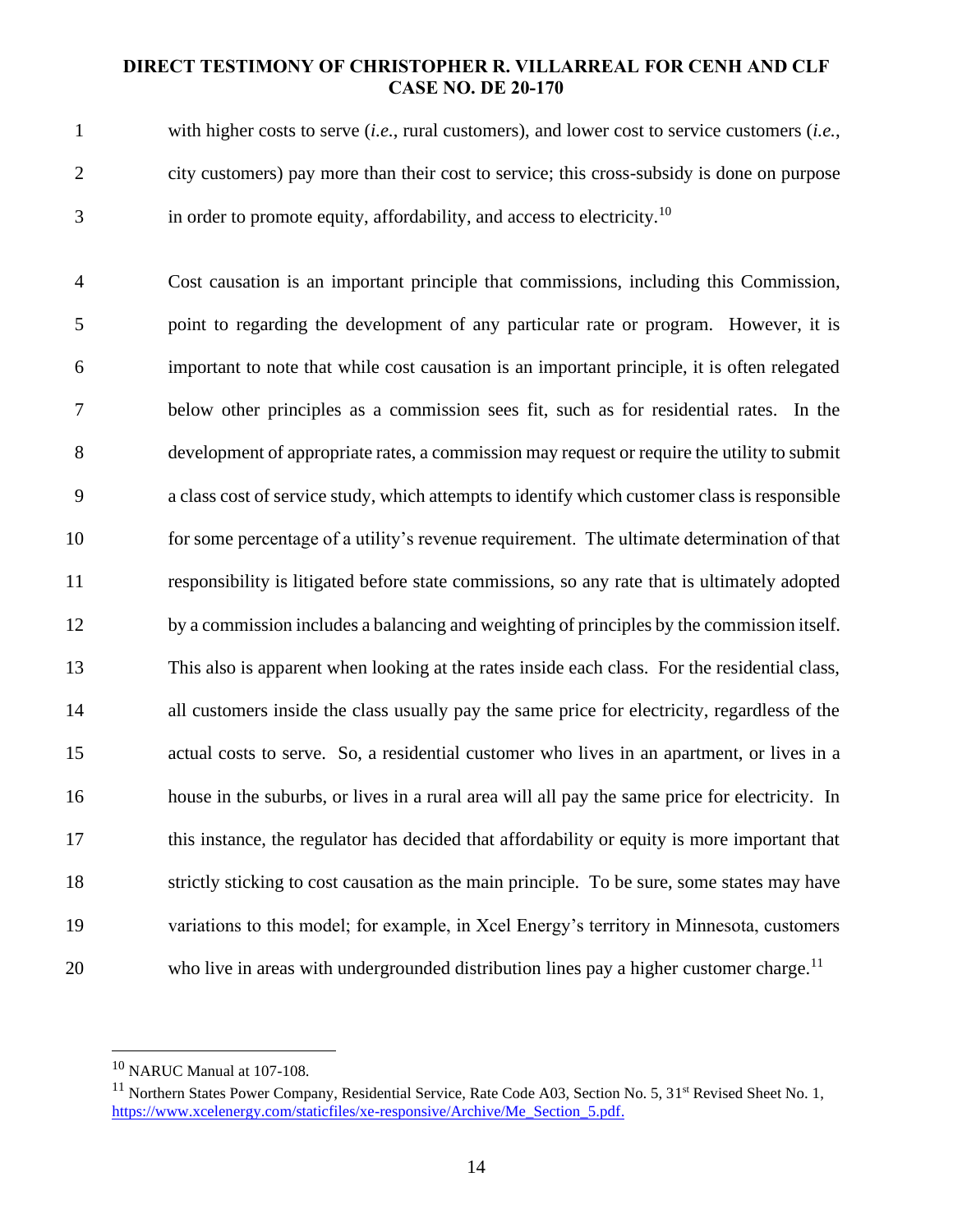with higher costs to serve (*i.e.*, rural customers), and lower cost to service customers (*i.e.*, city customers) pay more than their cost to service; this cross-subsidy is done on purpose in order to promote equity, affordability, and access to electricity.[10]

Cost causation is an important principle that commissions, including this Commission, point to regarding the development of any particular rate or program. However, it is important to note that while cost causation is an important principle, it is often relegated below other principles as a commission sees fit, such as for residential rates. In the development of appropriate rates, a commission may request or require the utility to submit a class cost of service study, which attempts to identify which customer class is responsible for some percentage of a utility's revenue requirement. The ultimate determination of that responsibility is litigated before state commissions, so any rate that is ultimately adopted by a commission includes a balancing and weighting of principles by the commission itself. This also is apparent when looking at the rates inside each class. For the residential class, all customers inside the class usually pay the same price for electricity, regardless of the actual costs to serve. So, a residential customer who lives in an apartment, or lives in a house in the suburbs, or lives in a rural area will all pay the same price for electricity. In this instance, the regulator has decided that affordability or equity is more important that strictly sticking to cost causation as the main principle. To be sure, some states may have variations to this model; for example, in Xcel Energy's territory in Minnesota, customers who live in areas with undergrounded distribution lines pay a higher customer charge.[11]

---

[10] NARUC Manual at 107-108.

[11] Northern States Power Company, Residential Service, Rate Code A03, Section No. 5, 31st Revised Sheet No. 1, https://www.xcelenergy.com/staticfiles/xe-responsive/Archive/Me_Section_5.pdf.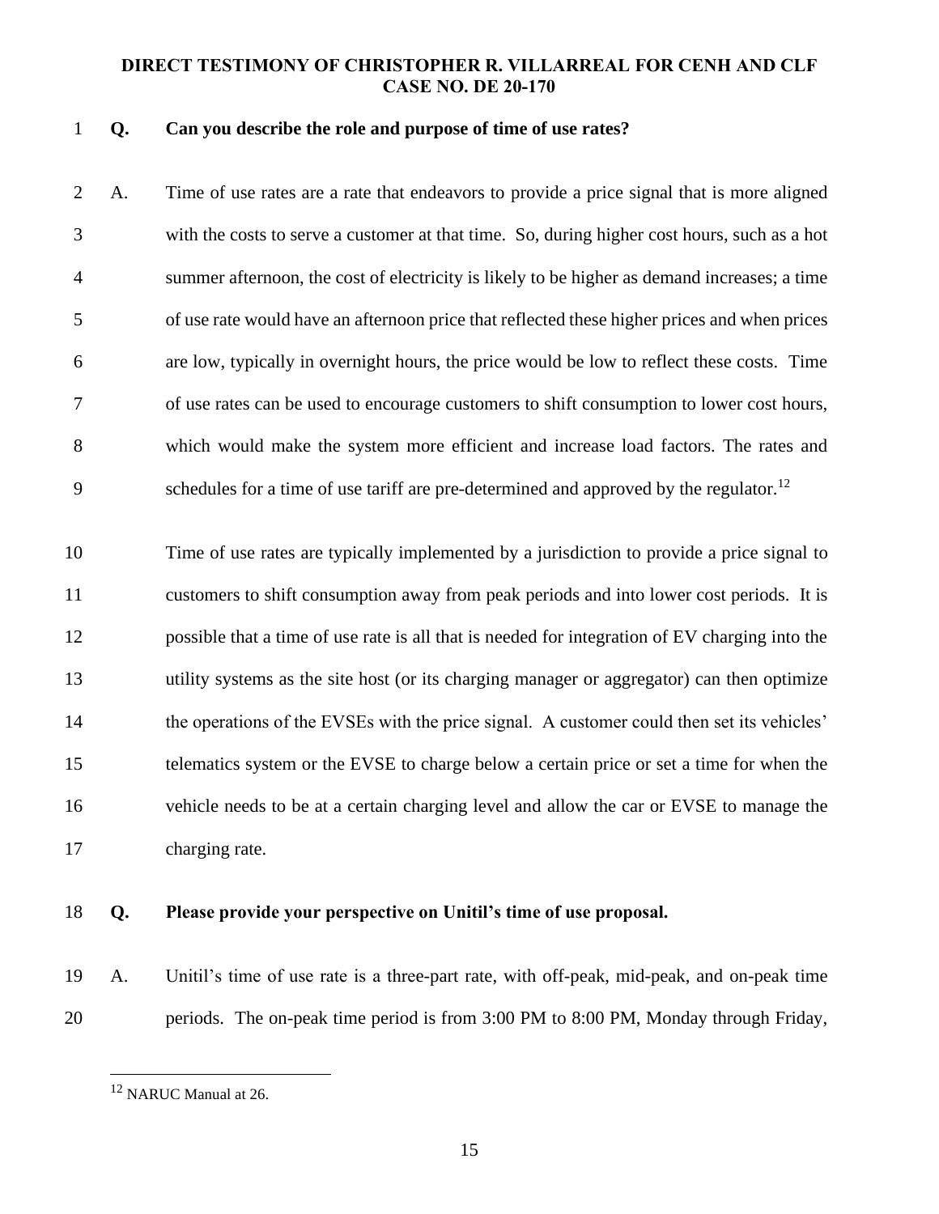**Q. Can you describe the role and purpose of time of use rates?**

A. Time of use rates are a rate that endeavors to provide a price signal that is more aligned with the costs to serve a customer at that time. So, during higher cost hours, such as a hot summer afternoon, the cost of electricity is likely to be higher as demand increases; a time of use rate would have an afternoon price that reflected these higher prices and when prices are low, typically in overnight hours, the price would be low to reflect these costs. Time of use rates can be used to encourage customers to shift consumption to lower cost hours, which would make the system more efficient and increase load factors. The rates and schedules for a time of use tariff are pre-determined and approved by the regulator.[12]

Time of use rates are typically implemented by a jurisdiction to provide a price signal to customers to shift consumption away from peak periods and into lower cost periods. It is possible that a time of use rate is all that is needed for integration of EV charging into the utility systems as the site host (or its charging manager or aggregator) can then optimize the operations of the EVSEs with the price signal. A customer could then set its vehicles' telematics system or the EVSE to charge below a certain price or set a time for when the vehicle needs to be at a certain charging level and allow the car or EVSE to manage the charging rate.

**Q. Please provide your perspective on Unitil's time of use proposal.**

A. Unitil's time of use rate is a three-part rate, with off-peak, mid-peak, and on-peak time periods. The on-peak time period is from 3:00 PM to 8:00 PM, Monday through Friday,

---

[12] NARUC Manual at 26.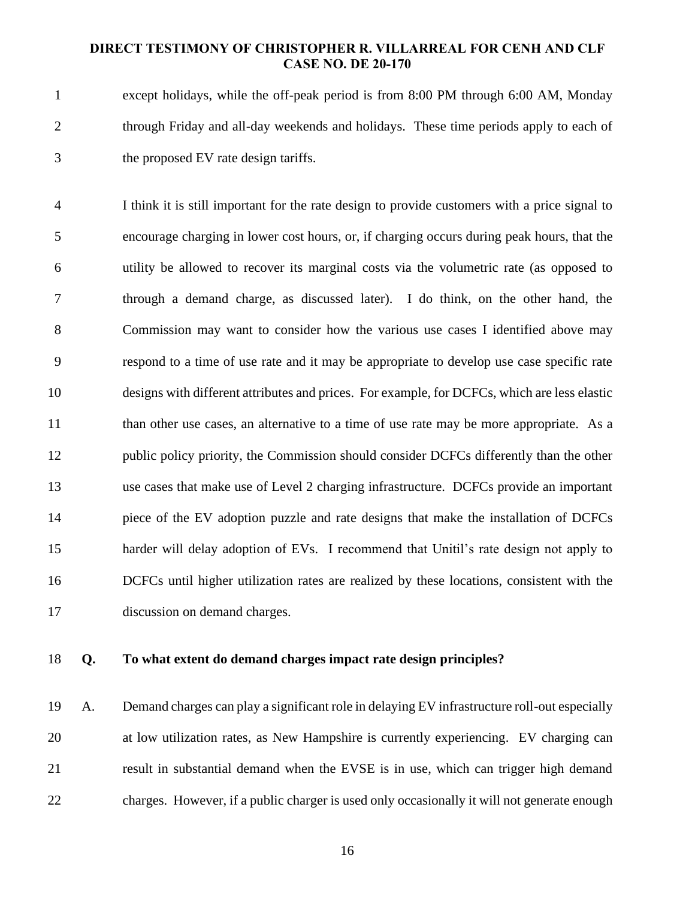except holidays, while the off-peak period is from 8:00 PM through 6:00 AM, Monday through Friday and all-day weekends and holidays. These time periods apply to each of the proposed EV rate design tariffs.

I think it is still important for the rate design to provide customers with a price signal to encourage charging in lower cost hours, or, if charging occurs during peak hours, that the utility be allowed to recover its marginal costs via the volumetric rate (as opposed to through a demand charge, as discussed later). I do think, on the other hand, the Commission may want to consider how the various use cases I identified above may respond to a time of use rate and it may be appropriate to develop use case specific rate designs with different attributes and prices. For example, for DCFCs, which are less elastic than other use cases, an alternative to a time of use rate may be more appropriate. As a public policy priority, the Commission should consider DCFCs differently than the other use cases that make use of Level 2 charging infrastructure. DCFCs provide an important piece of the EV adoption puzzle and rate designs that make the installation of DCFCs harder will delay adoption of EVs. I recommend that Unitil's rate design not apply to DCFCs until higher utilization rates are realized by these locations, consistent with the discussion on demand charges.

**Q. To what extent do demand charges impact rate design principles?**

A. Demand charges can play a significant role in delaying EV infrastructure roll-out especially at low utilization rates, as New Hampshire is currently experiencing. EV charging can result in substantial demand when the EVSE is in use, which can trigger high demand charges. However, if a public charger is used only occasionally it will not generate enough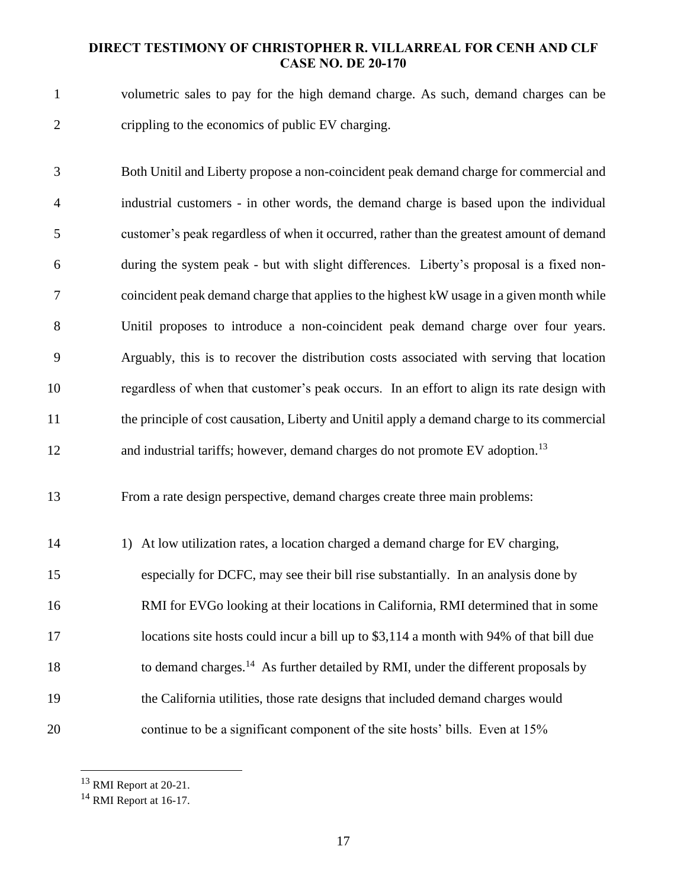volumetric sales to pay for the high demand charge. As such, demand charges can be crippling to the economics of public EV charging.

Both Unitil and Liberty propose a non-coincident peak demand charge for commercial and industrial customers - in other words, the demand charge is based upon the individual customer's peak regardless of when it occurred, rather than the greatest amount of demand during the system peak - but with slight differences. Liberty's proposal is a fixed non-coincident peak demand charge that applies to the highest kW usage in a given month while Unitil proposes to introduce a non-coincident peak demand charge over four years. Arguably, this is to recover the distribution costs associated with serving that location regardless of when that customer's peak occurs. In an effort to align its rate design with the principle of cost causation, Liberty and Unitil apply a demand charge to its commercial and industrial tariffs; however, demand charges do not promote EV adoption.[13]

From a rate design perspective, demand charges create three main problems:

1) At low utilization rates, a location charged a demand charge for EV charging, especially for DCFC, may see their bill rise substantially. In an analysis done by RMI for EVGo looking at their locations in California, RMI determined that in some locations site hosts could incur a bill up to $3,114 a month with 94% of that bill due to demand charges.[14] As further detailed by RMI, under the different proposals by the California utilities, those rate designs that included demand charges would continue to be a significant component of the site hosts' bills. Even at 15%

---

[13] RMI Report at 20-21.

[14] RMI Report at 16-17.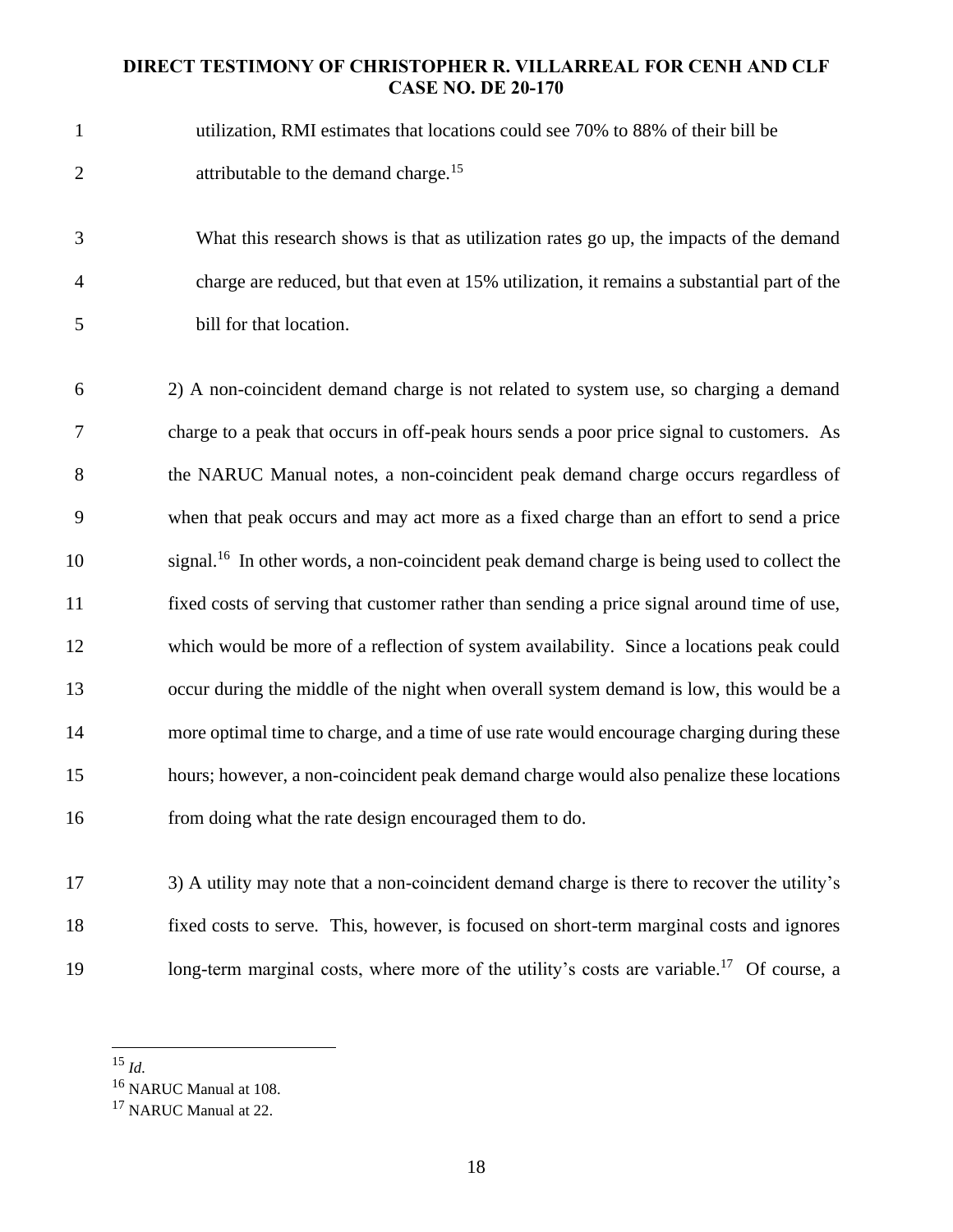utilization, RMI estimates that locations could see 70% to 88% of their bill be attributable to the demand charge.[15]

What this research shows is that as utilization rates go up, the impacts of the demand charge are reduced, but that even at 15% utilization, it remains a substantial part of the bill for that location.

2) A non-coincident demand charge is not related to system use, so charging a demand charge to a peak that occurs in off-peak hours sends a poor price signal to customers. As the NARUC Manual notes, a non-coincident peak demand charge occurs regardless of when that peak occurs and may act more as a fixed charge than an effort to send a price signal.[16] In other words, a non-coincident peak demand charge is being used to collect the fixed costs of serving that customer rather than sending a price signal around time of use, which would be more of a reflection of system availability. Since a locations peak could occur during the middle of the night when overall system demand is low, this would be a more optimal time to charge, and a time of use rate would encourage charging during these hours; however, a non-coincident peak demand charge would also penalize these locations from doing what the rate design encouraged them to do.

3) A utility may note that a non-coincident demand charge is there to recover the utility's fixed costs to serve. This, however, is focused on short-term marginal costs and ignores long-term marginal costs, where more of the utility's costs are variable.[17] Of course, a

---

[15] *Id.*

[16] NARUC Manual at 108.

[17] NARUC Manual at 22.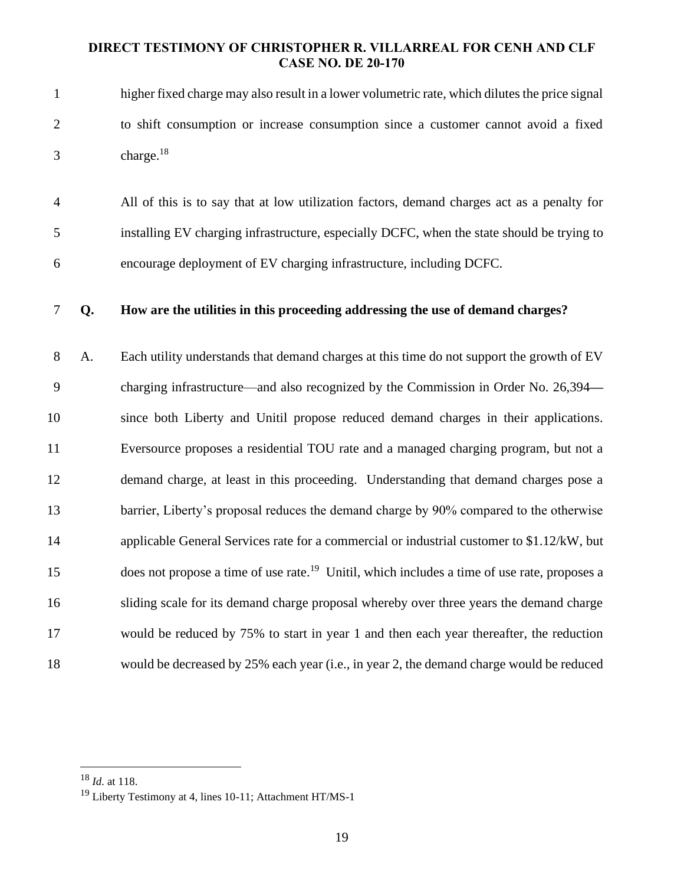higher fixed charge may also result in a lower volumetric rate, which dilutes the price signal to shift consumption or increase consumption since a customer cannot avoid a fixed charge.[18]

All of this is to say that at low utilization factors, demand charges act as a penalty for installing EV charging infrastructure, especially DCFC, when the state should be trying to encourage deployment of EV charging infrastructure, including DCFC.

**Q. How are the utilities in this proceeding addressing the use of demand charges?**

A. Each utility understands that demand charges at this time do not support the growth of EV charging infrastructure—and also recognized by the Commission in Order No. 26,394—since both Liberty and Unitil propose reduced demand charges in their applications. Eversource proposes a residential TOU rate and a managed charging program, but not a demand charge, at least in this proceeding. Understanding that demand charges pose a barrier, Liberty's proposal reduces the demand charge by 90% compared to the otherwise applicable General Services rate for a commercial or industrial customer to $1.12/kW, but does not propose a time of use rate.[19] Unitil, which includes a time of use rate, proposes a sliding scale for its demand charge proposal whereby over three years the demand charge would be reduced by 75% to start in year 1 and then each year thereafter, the reduction would be decreased by 25% each year (i.e., in year 2, the demand charge would be reduced

---

[18] *Id.* at 118.

[19] Liberty Testimony at 4, lines 10-11; Attachment HT/MS-1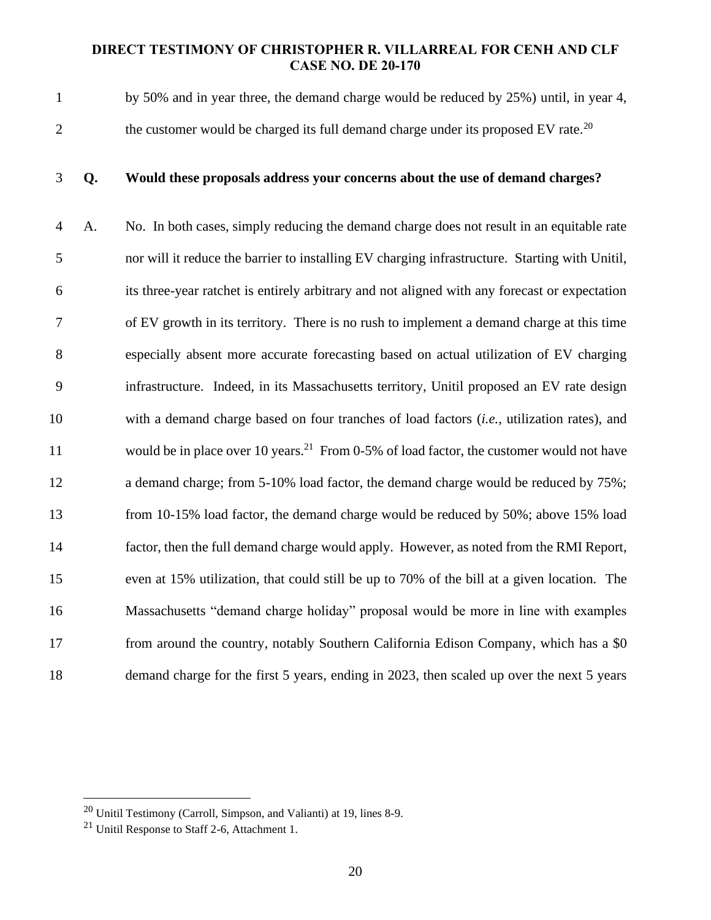by 50% and in year three, the demand charge would be reduced by 25%) until, in year 4, the customer would be charged its full demand charge under its proposed EV rate.[20]

**Q. Would these proposals address your concerns about the use of demand charges?**

A. No. In both cases, simply reducing the demand charge does not result in an equitable rate nor will it reduce the barrier to installing EV charging infrastructure. Starting with Unitil, its three-year ratchet is entirely arbitrary and not aligned with any forecast or expectation of EV growth in its territory. There is no rush to implement a demand charge at this time especially absent more accurate forecasting based on actual utilization of EV charging infrastructure. Indeed, in its Massachusetts territory, Unitil proposed an EV rate design with a demand charge based on four tranches of load factors (*i.e.*, utilization rates), and would be in place over 10 years.[21] From 0-5% of load factor, the customer would not have a demand charge; from 5-10% load factor, the demand charge would be reduced by 75%; from 10-15% load factor, the demand charge would be reduced by 50%; above 15% load factor, then the full demand charge would apply. However, as noted from the RMI Report, even at 15% utilization, that could still be up to 70% of the bill at a given location. The Massachusetts "demand charge holiday" proposal would be more in line with examples from around the country, notably Southern California Edison Company, which has a $0 demand charge for the first 5 years, ending in 2023, then scaled up over the next 5 years

---

[20] Unitil Testimony (Carroll, Simpson, and Valianti) at 19, lines 8-9.

[21] Unitil Response to Staff 2-6, Attachment 1.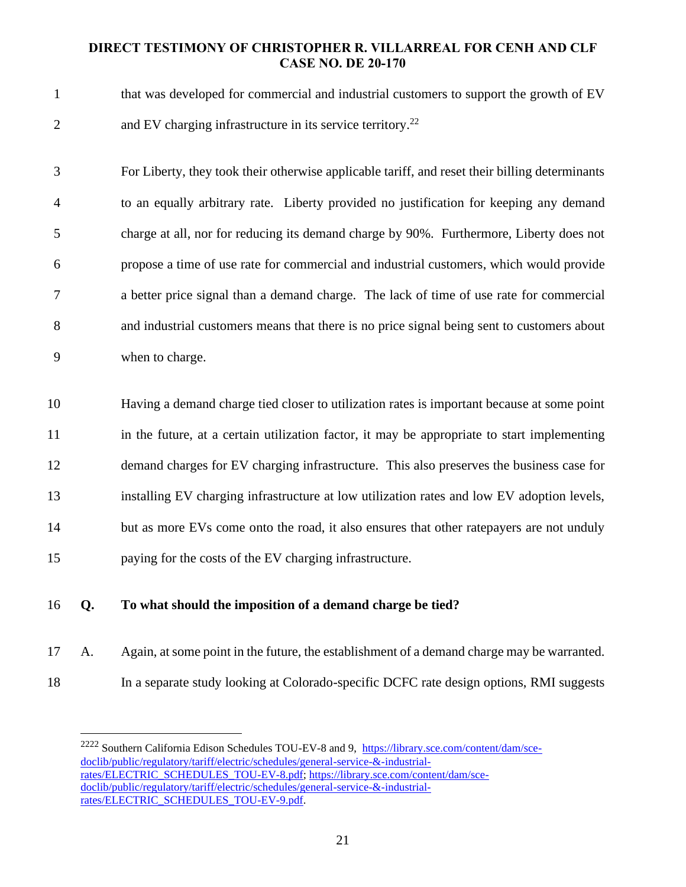that was developed for commercial and industrial customers to support the growth of EV and EV charging infrastructure in its service territory.[22]

For Liberty, they took their otherwise applicable tariff, and reset their billing determinants to an equally arbitrary rate. Liberty provided no justification for keeping any demand charge at all, nor for reducing its demand charge by 90%. Furthermore, Liberty does not propose a time of use rate for commercial and industrial customers, which would provide a better price signal than a demand charge. The lack of time of use rate for commercial and industrial customers means that there is no price signal being sent to customers about when to charge.

Having a demand charge tied closer to utilization rates is important because at some point in the future, at a certain utilization factor, it may be appropriate to start implementing demand charges for EV charging infrastructure. This also preserves the business case for installing EV charging infrastructure at low utilization rates and low EV adoption levels, but as more EVs come onto the road, it also ensures that other ratepayers are not unduly paying for the costs of the EV charging infrastructure.

**Q. To what should the imposition of a demand charge be tied?**

A. Again, at some point in the future, the establishment of a demand charge may be warranted. In a separate study looking at Colorado-specific DCFC rate design options, RMI suggests

---

[22] Southern California Edison Schedules TOU-EV-8 and 9, https://library.sce.com/content/dam/sce-doclib/public/regulatory/tariff/electric/schedules/general-service-&-industrial-rates/ELECTRIC_SCHEDULES_TOU-EV-8.pdf; https://library.sce.com/content/dam/sce-doclib/public/regulatory/tariff/electric/schedules/general-service-&-industrial-rates/ELECTRIC_SCHEDULES_TOU-EV-9.pdf.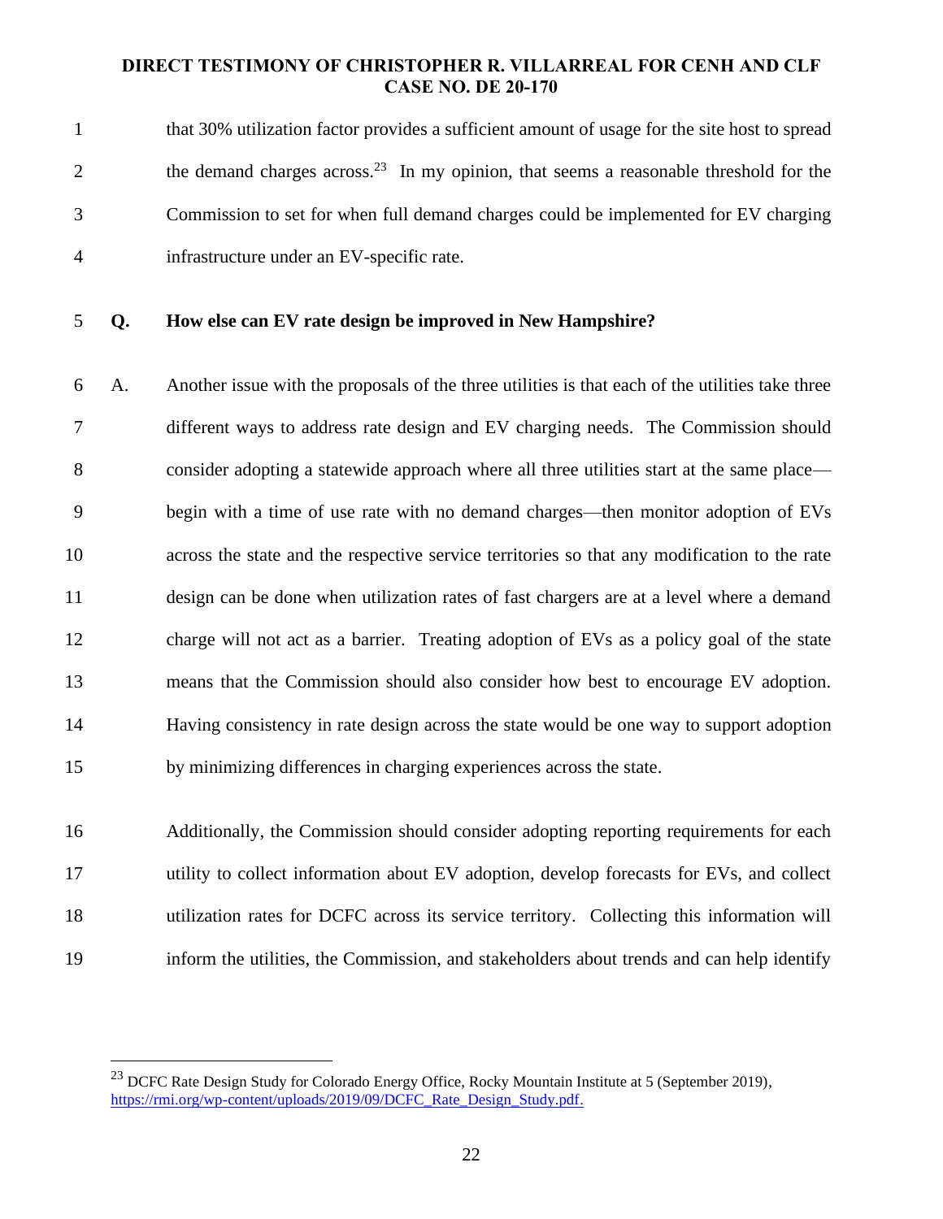that 30% utilization factor provides a sufficient amount of usage for the site host to spread the demand charges across.[23] In my opinion, that seems a reasonable threshold for the Commission to set for when full demand charges could be implemented for EV charging infrastructure under an EV-specific rate.

**Q. How else can EV rate design be improved in New Hampshire?**

A. Another issue with the proposals of the three utilities is that each of the utilities take three different ways to address rate design and EV charging needs. The Commission should consider adopting a statewide approach where all three utilities start at the same place—begin with a time of use rate with no demand charges—then monitor adoption of EVs across the state and the respective service territories so that any modification to the rate design can be done when utilization rates of fast chargers are at a level where a demand charge will not act as a barrier. Treating adoption of EVs as a policy goal of the state means that the Commission should also consider how best to encourage EV adoption. Having consistency in rate design across the state would be one way to support adoption by minimizing differences in charging experiences across the state.

Additionally, the Commission should consider adopting reporting requirements for each utility to collect information about EV adoption, develop forecasts for EVs, and collect utilization rates for DCFC across its service territory. Collecting this information will inform the utilities, the Commission, and stakeholders about trends and can help identify

---

[23] DCFC Rate Design Study for Colorado Energy Office, Rocky Mountain Institute at 5 (September 2019), https://rmi.org/wp-content/uploads/2019/09/DCFC_Rate_Design_Study.pdf.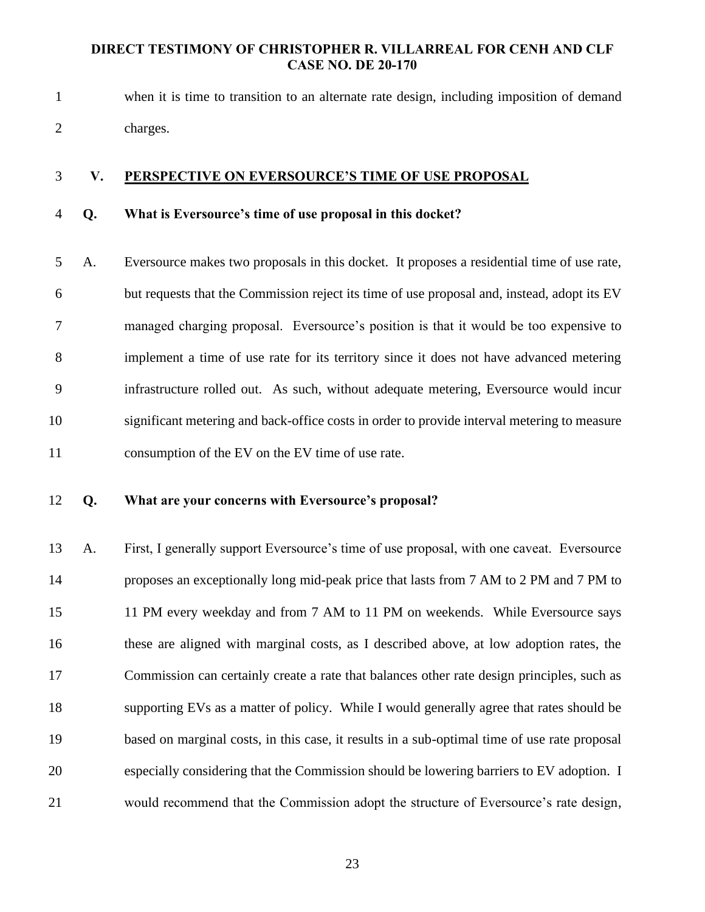when it is time to transition to an alternate rate design, including imposition of demand charges.

## V. PERSPECTIVE ON EVERSOURCE'S TIME OF USE PROPOSAL

**Q. What is Eversource's time of use proposal in this docket?**

A. Eversource makes two proposals in this docket. It proposes a residential time of use rate, but requests that the Commission reject its time of use proposal and, instead, adopt its EV managed charging proposal. Eversource's position is that it would be too expensive to implement a time of use rate for its territory since it does not have advanced metering infrastructure rolled out. As such, without adequate metering, Eversource would incur significant metering and back-office costs in order to provide interval metering to measure consumption of the EV on the EV time of use rate.

**Q. What are your concerns with Eversource's proposal?**

A. First, I generally support Eversource's time of use proposal, with one caveat. Eversource proposes an exceptionally long mid-peak price that lasts from 7 AM to 2 PM and 7 PM to 11 PM every weekday and from 7 AM to 11 PM on weekends. While Eversource says these are aligned with marginal costs, as I described above, at low adoption rates, the Commission can certainly create a rate that balances other rate design principles, such as supporting EVs as a matter of policy. While I would generally agree that rates should be based on marginal costs, in this case, it results in a sub-optimal time of use rate proposal especially considering that the Commission should be lowering barriers to EV adoption. I would recommend that the Commission adopt the structure of Eversource's rate design,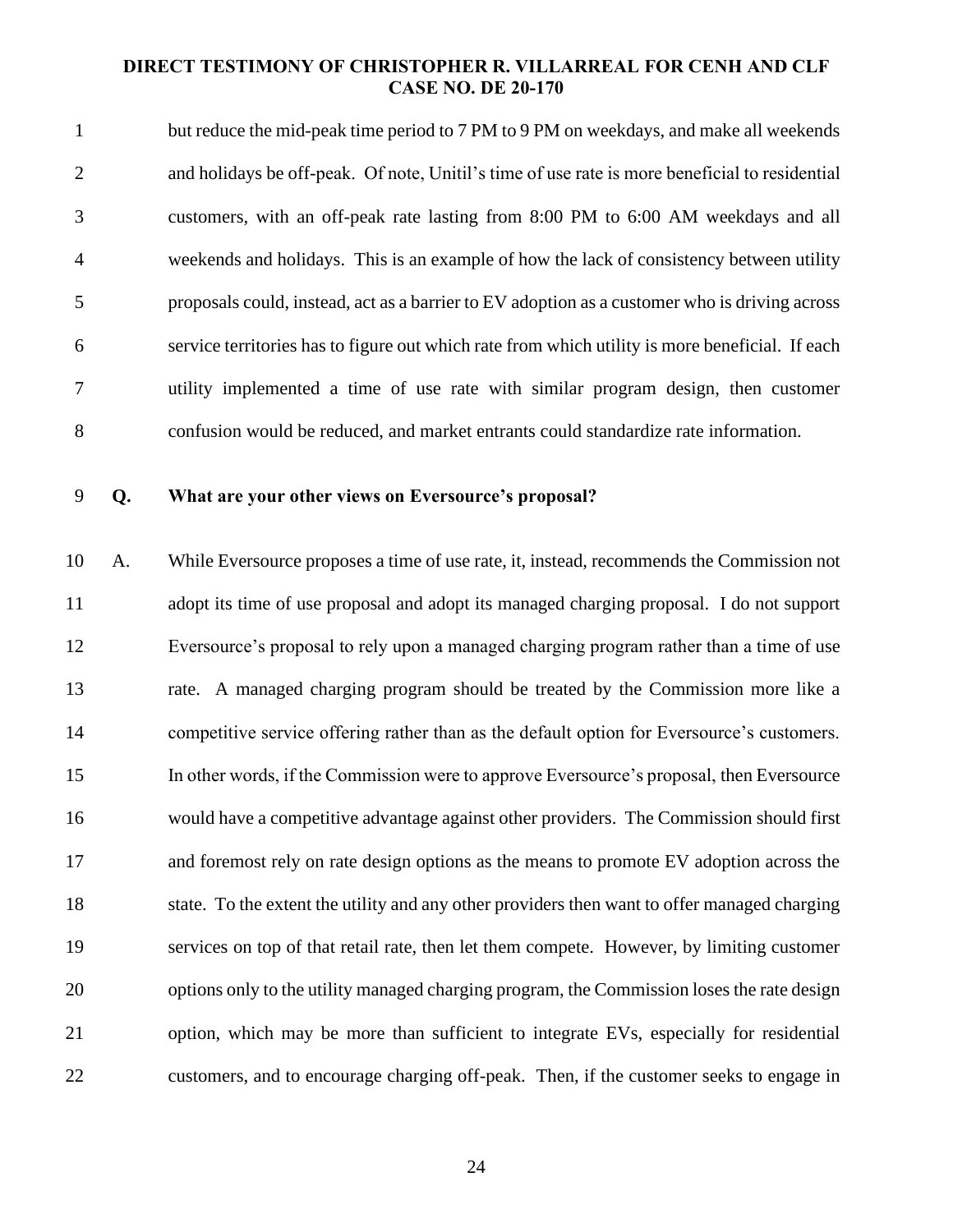but reduce the mid-peak time period to 7 PM to 9 PM on weekdays, and make all weekends and holidays be off-peak. Of note, Unitil's time of use rate is more beneficial to residential customers, with an off-peak rate lasting from 8:00 PM to 6:00 AM weekdays and all weekends and holidays. This is an example of how the lack of consistency between utility proposals could, instead, act as a barrier to EV adoption as a customer who is driving across service territories has to figure out which rate from which utility is more beneficial. If each utility implemented a time of use rate with similar program design, then customer confusion would be reduced, and market entrants could standardize rate information.

**Q. What are your other views on Eversource's proposal?**

A. While Eversource proposes a time of use rate, it, instead, recommends the Commission not adopt its time of use proposal and adopt its managed charging proposal. I do not support Eversource's proposal to rely upon a managed charging program rather than a time of use rate. A managed charging program should be treated by the Commission more like a competitive service offering rather than as the default option for Eversource's customers. In other words, if the Commission were to approve Eversource's proposal, then Eversource would have a competitive advantage against other providers. The Commission should first and foremost rely on rate design options as the means to promote EV adoption across the state. To the extent the utility and any other providers then want to offer managed charging services on top of that retail rate, then let them compete. However, by limiting customer options only to the utility managed charging program, the Commission loses the rate design option, which may be more than sufficient to integrate EVs, especially for residential customers, and to encourage charging off-peak. Then, if the customer seeks to engage in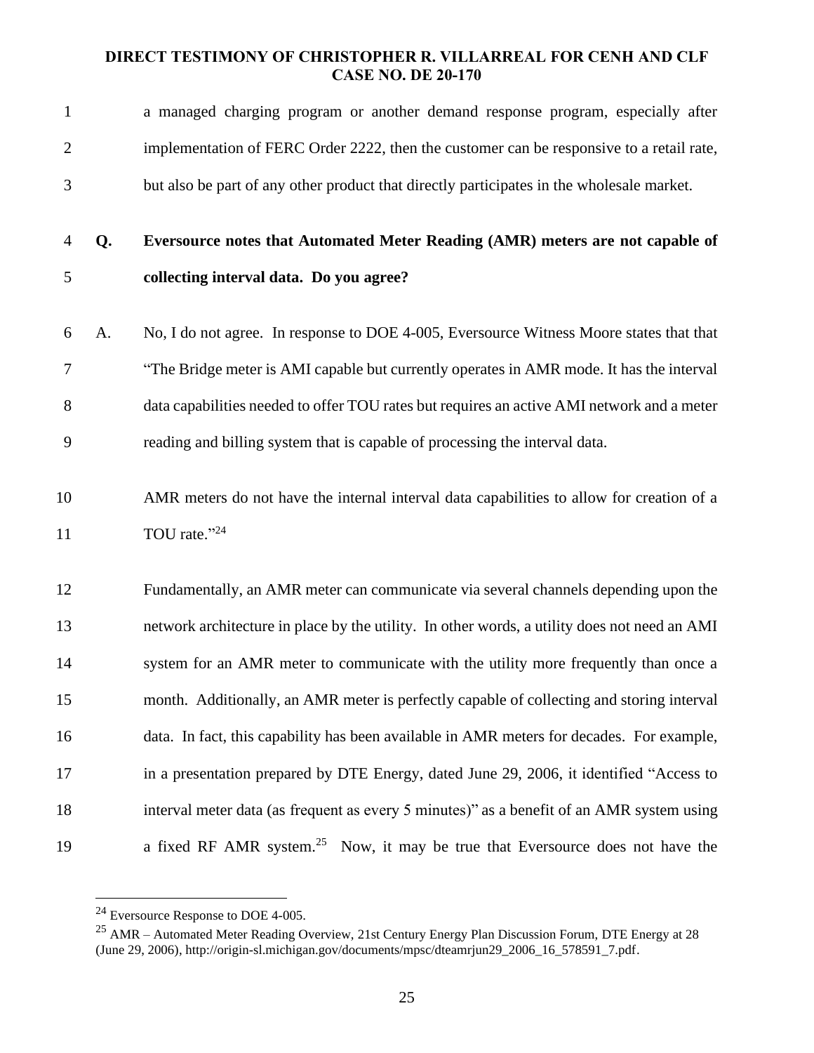a managed charging program or another demand response program, especially after implementation of FERC Order 2222, then the customer can be responsive to a retail rate, but also be part of any other product that directly participates in the wholesale market.

**Q. Eversource notes that Automated Meter Reading (AMR) meters are not capable of collecting interval data. Do you agree?**

A. No, I do not agree. In response to DOE 4-005, Eversource Witness Moore states that that "The Bridge meter is AMI capable but currently operates in AMR mode. It has the interval data capabilities needed to offer TOU rates but requires an active AMI network and a meter reading and billing system that is capable of processing the interval data.

AMR meters do not have the internal interval data capabilities to allow for creation of a TOU rate."[24]

Fundamentally, an AMR meter can communicate via several channels depending upon the network architecture in place by the utility. In other words, a utility does not need an AMI system for an AMR meter to communicate with the utility more frequently than once a month. Additionally, an AMR meter is perfectly capable of collecting and storing interval data. In fact, this capability has been available in AMR meters for decades. For example, in a presentation prepared by DTE Energy, dated June 29, 2006, it identified "Access to interval meter data (as frequent as every 5 minutes)" as a benefit of an AMR system using a fixed RF AMR system.[25] Now, it may be true that Eversource does not have the

---

[24] Eversource Response to DOE 4-005.

[25] AMR – Automated Meter Reading Overview, 21st Century Energy Plan Discussion Forum, DTE Energy at 28 (June 29, 2006), http://origin-sl.michigan.gov/documents/mpsc/dteamrjun29_2006_16_578591_7.pdf.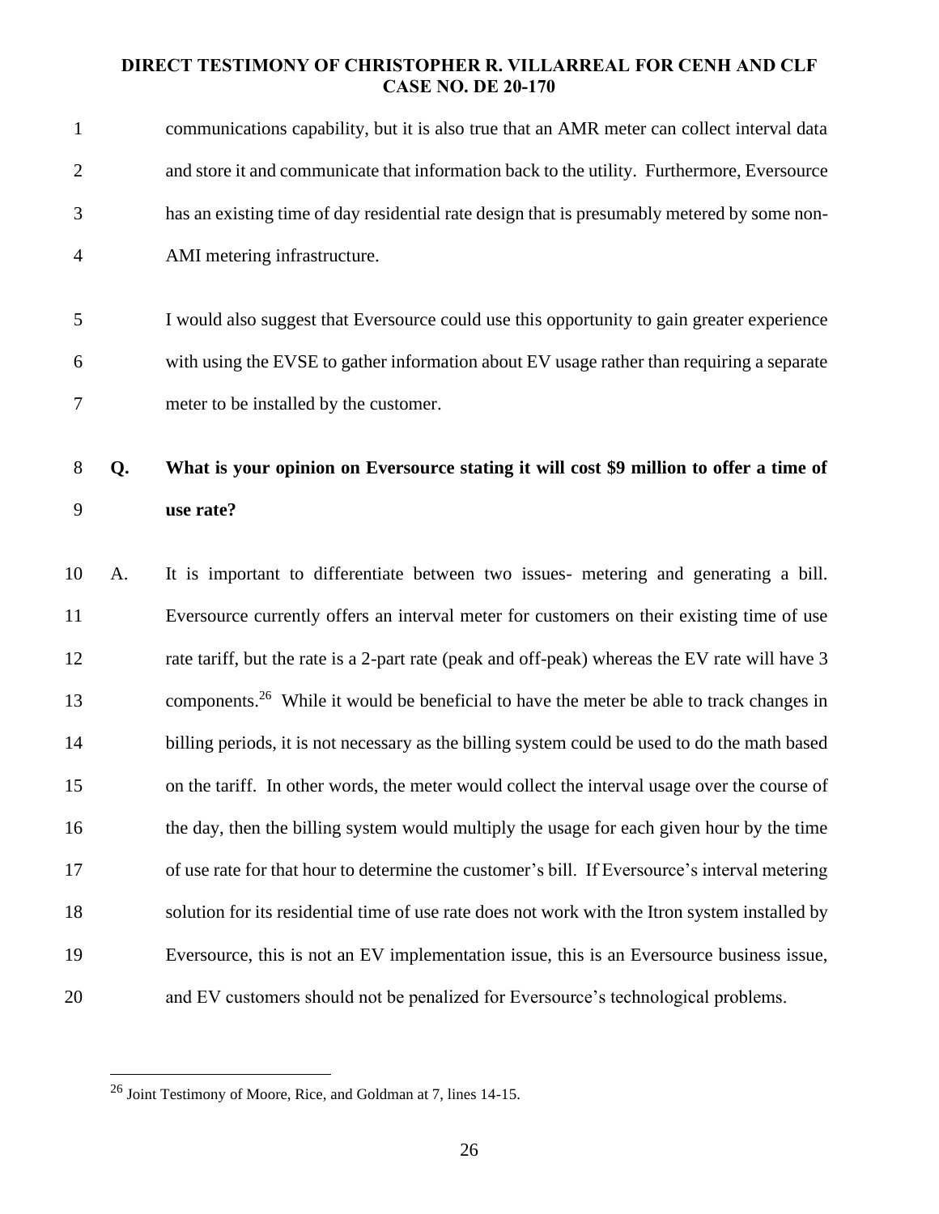communications capability, but it is also true that an AMR meter can collect interval data and store it and communicate that information back to the utility. Furthermore, Eversource has an existing time of day residential rate design that is presumably metered by some non-AMI metering infrastructure.

I would also suggest that Eversource could use this opportunity to gain greater experience with using the EVSE to gather information about EV usage rather than requiring a separate meter to be installed by the customer.

**Q. What is your opinion on Eversource stating it will cost $9 million to offer a time of use rate?**

A. It is important to differentiate between two issues- metering and generating a bill. Eversource currently offers an interval meter for customers on their existing time of use rate tariff, but the rate is a 2-part rate (peak and off-peak) whereas the EV rate will have 3 components.[26] While it would be beneficial to have the meter be able to track changes in billing periods, it is not necessary as the billing system could be used to do the math based on the tariff. In other words, the meter would collect the interval usage over the course of the day, then the billing system would multiply the usage for each given hour by the time of use rate for that hour to determine the customer's bill. If Eversource's interval metering solution for its residential time of use rate does not work with the Itron system installed by Eversource, this is not an EV implementation issue, this is an Eversource business issue, and EV customers should not be penalized for Eversource's technological problems.

---

[26] Joint Testimony of Moore, Rice, and Goldman at 7, lines 14-15.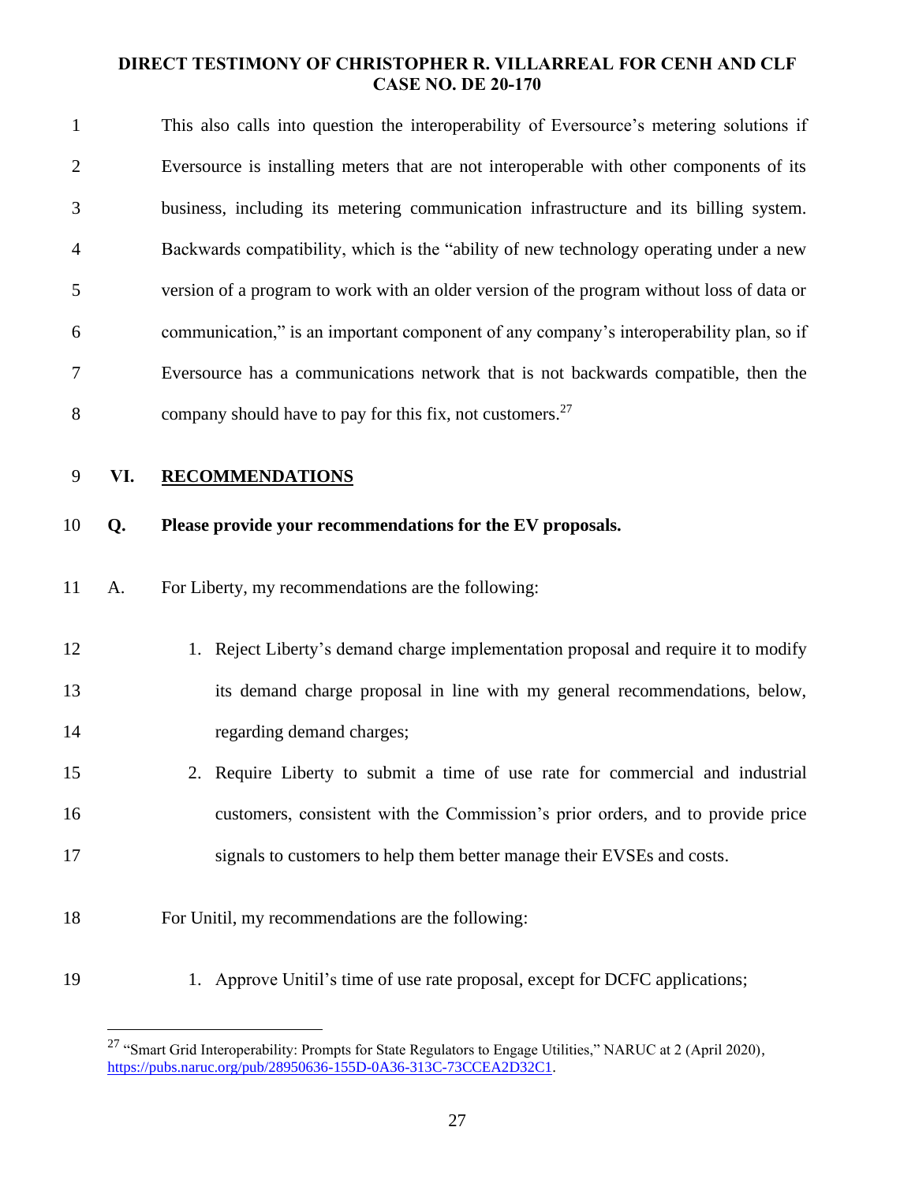This also calls into question the interoperability of Eversource's metering solutions if Eversource is installing meters that are not interoperable with other components of its business, including its metering communication infrastructure and its billing system. Backwards compatibility, which is the "ability of new technology operating under a new version of a program to work with an older version of the program without loss of data or communication," is an important component of any company's interoperability plan, so if Eversource has a communications network that is not backwards compatible, then the company should have to pay for this fix, not customers.[27]

## VI. RECOMMENDATIONS

**Q. Please provide your recommendations for the EV proposals.**

A. For Liberty, my recommendations are the following:

1. Reject Liberty's demand charge implementation proposal and require it to modify its demand charge proposal in line with my general recommendations, below, regarding demand charges;
2. Require Liberty to submit a time of use rate for commercial and industrial customers, consistent with the Commission's prior orders, and to provide price signals to customers to help them better manage their EVSEs and costs.

For Unitil, my recommendations are the following:

1. Approve Unitil's time of use rate proposal, except for DCFC applications;

---

[27] "Smart Grid Interoperability: Prompts for State Regulators to Engage Utilities," NARUC at 2 (April 2020), https://pubs.naruc.org/pub/28950636-155D-0A36-313C-73CCEA2D32C1.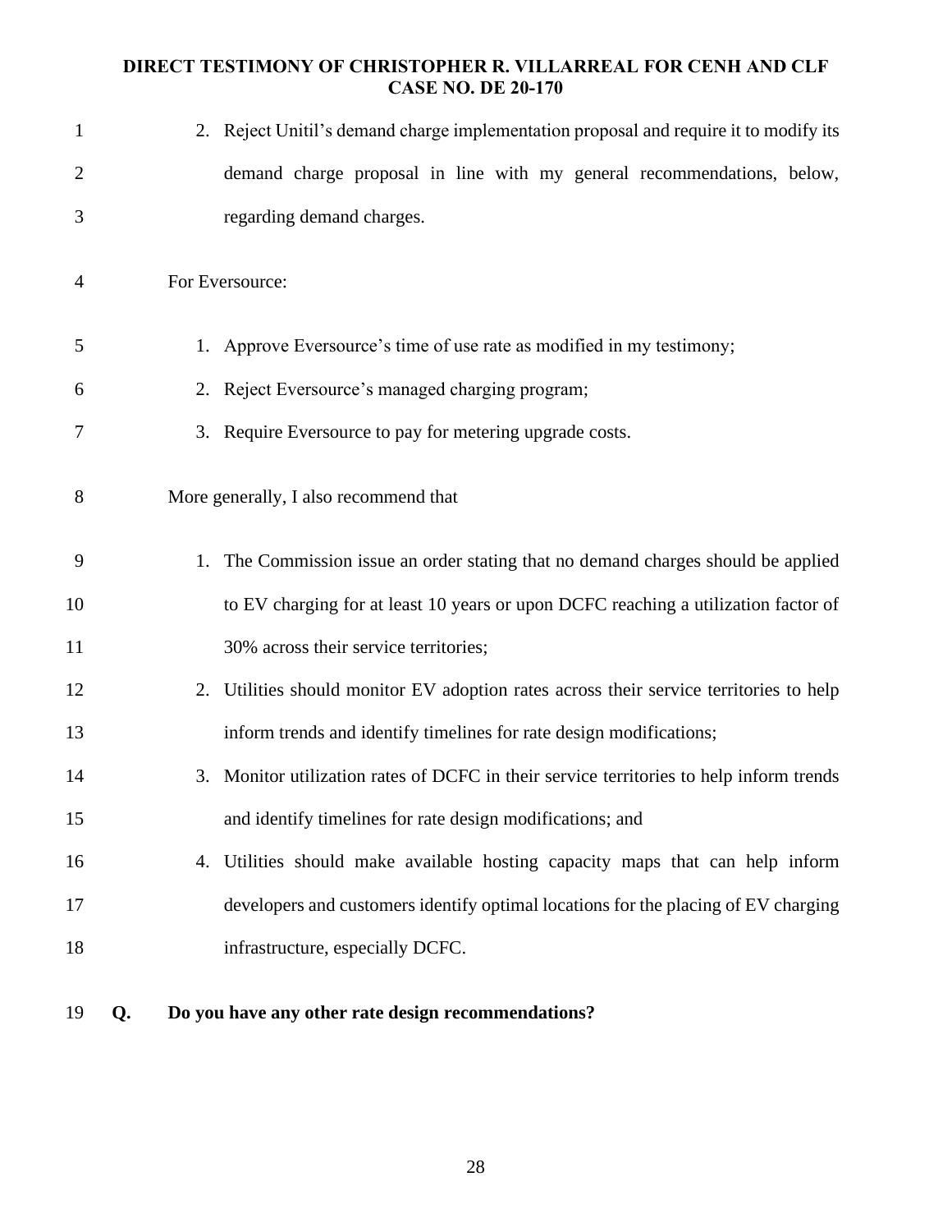2. Reject Unitil's demand charge implementation proposal and require it to modify its demand charge proposal in line with my general recommendations, below, regarding demand charges.

For Eversource:

1. Approve Eversource's time of use rate as modified in my testimony;
2. Reject Eversource's managed charging program;
3. Require Eversource to pay for metering upgrade costs.

More generally, I also recommend that

1. The Commission issue an order stating that no demand charges should be applied to EV charging for at least 10 years or upon DCFC reaching a utilization factor of 30% across their service territories;
2. Utilities should monitor EV adoption rates across their service territories to help inform trends and identify timelines for rate design modifications;
3. Monitor utilization rates of DCFC in their service territories to help inform trends and identify timelines for rate design modifications; and
4. Utilities should make available hosting capacity maps that can help inform developers and customers identify optimal locations for the placing of EV charging infrastructure, especially DCFC.

**Q. Do you have any other rate design recommendations?**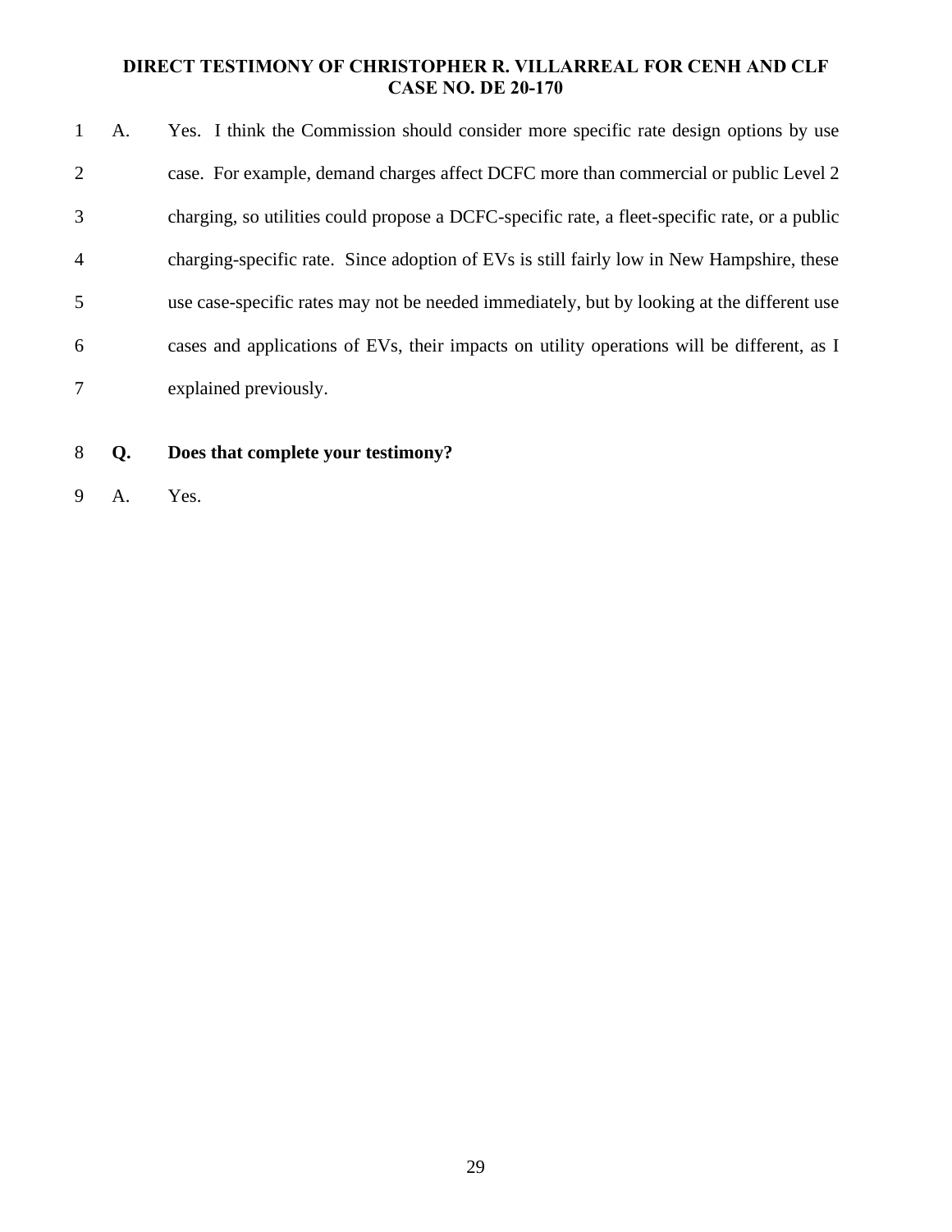A. Yes. I think the Commission should consider more specific rate design options by use case. For example, demand charges affect DCFC more than commercial or public Level 2 charging, so utilities could propose a DCFC-specific rate, a fleet-specific rate, or a public charging-specific rate. Since adoption of EVs is still fairly low in New Hampshire, these use case-specific rates may not be needed immediately, but by looking at the different use cases and applications of EVs, their impacts on utility operations will be different, as I explained previously.

**Q. Does that complete your testimony?**

A. Yes.